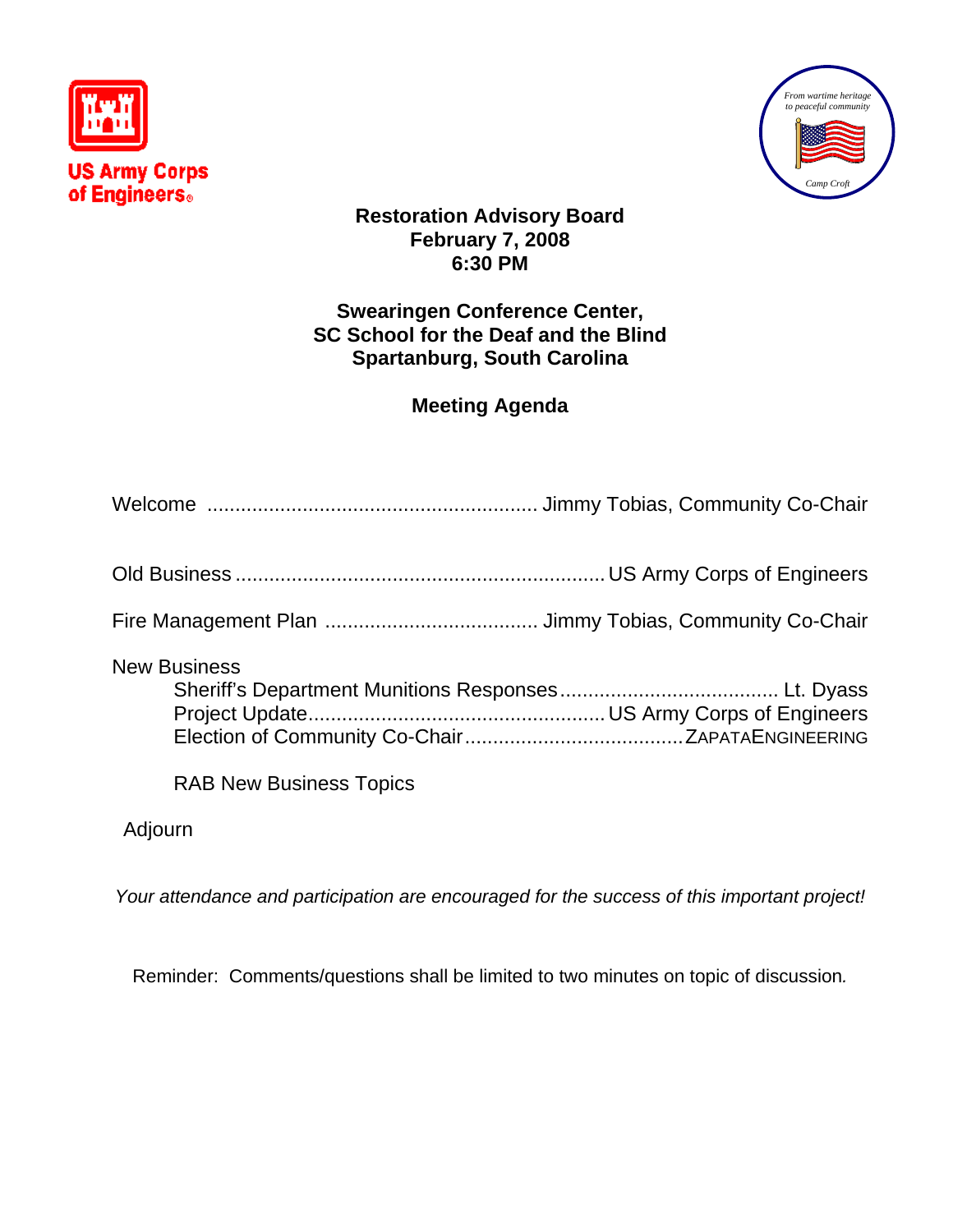US Army Corps of Engineers

From wartime heritage to peaceful community

Camp Croft

**Restoration Advisory Board**
**February 7, 2008**
**6:30 PM**

**Swearingen Conference Center,**
**SC School for the Deaf and the Blind**
**Spartanburg, South Carolina**

**Meeting Agenda**

Welcome ........................................................ Jimmy Tobias, Community Co-Chair

Old Business ................................................................ US Army Corps of Engineers

Fire Management Plan .................................... Jimmy Tobias, Community Co-Chair

New Business
- Sheriff's Department Munitions Responses ...................................... Lt. Dyass
- Project Update ................................................... US Army Corps of Engineers
- Election of Community Co-Chair ...................................... ZAPATAENGINEERING

- RAB New Business Topics

Adjourn

*Your attendance and participation are encouraged for the success of this important project!*

Reminder: Comments/questions shall be limited to two minutes on topic of discussion.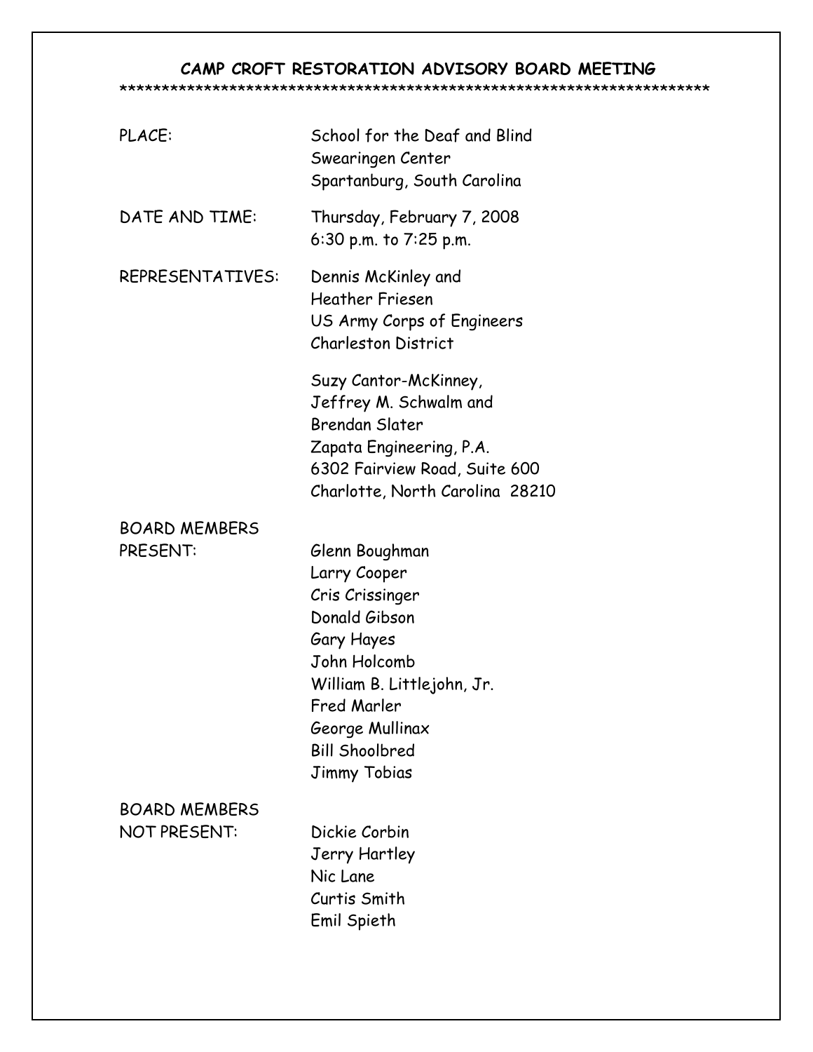# CAMP CROFT RESTORATION ADVISORY BOARD MEETING

***********************************************************************

PLACE: School for the Deaf and Blind
Swearingen Center
Spartanburg, South Carolina

DATE AND TIME: Thursday, February 7, 2008
6:30 p.m. to 7:25 p.m.

REPRESENTATIVES: Dennis McKinley and
Heather Friesen
US Army Corps of Engineers
Charleston District

Suzy Cantor-McKinney,
Jeffrey M. Schwalm and
Brendan Slater
Zapata Engineering, P.A.
6302 Fairview Road, Suite 600
Charlotte, North Carolina 28210

BOARD MEMBERS PRESENT:

- Glenn Boughman
- Larry Cooper
- Cris Crissinger
- Donald Gibson
- Gary Hayes
- John Holcomb
- William B. Littlejohn, Jr.
- Fred Marler
- George Mullinax
- Bill Shoolbred
- Jimmy Tobias

BOARD MEMBERS NOT PRESENT:

- Dickie Corbin
- Jerry Hartley
- Nic Lane
- Curtis Smith
- Emil Spieth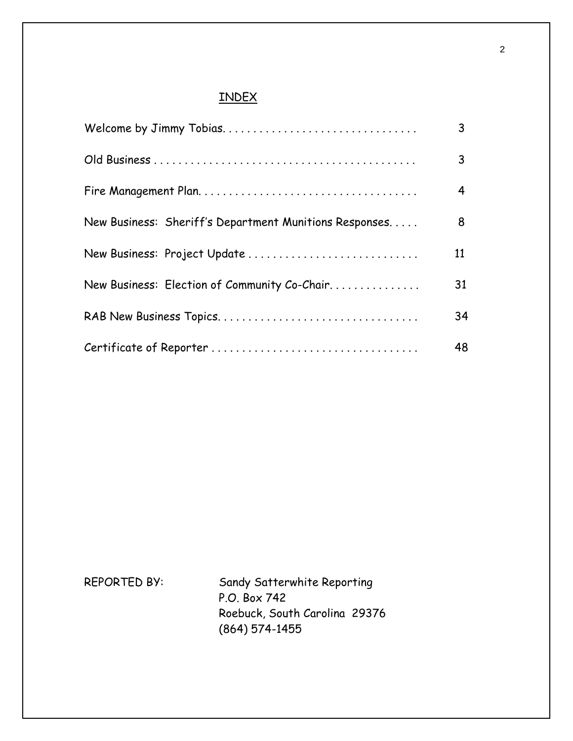# INDEX

| | |
|---|---|
| Welcome by Jimmy Tobias. . . . . . . . . . . . . . . . . . . . . . . . . . . . . . . . | 3 |
| Old Business . . . . . . . . . . . . . . . . . . . . . . . . . . . . . . . . . . . . . . . . . . | 3 |
| Fire Management Plan. . . . . . . . . . . . . . . . . . . . . . . . . . . . . . . . . . . . | 4 |
| New Business: Sheriff's Department Munitions Responses. . . . . | 8 |
| New Business: Project Update . . . . . . . . . . . . . . . . . . . . . . . . . . . . | 11 |
| New Business: Election of Community Co-Chair. . . . . . . . . . . . . . . | 31 |
| RAB New Business Topics. . . . . . . . . . . . . . . . . . . . . . . . . . . . . . . . | 34 |
| Certificate of Reporter . . . . . . . . . . . . . . . . . . . . . . . . . . . . . . . . . | 48 |

REPORTED BY: Sandy Satterwhite Reporting
P.O. Box 742
Roebuck, South Carolina 29376
(864) 574-1455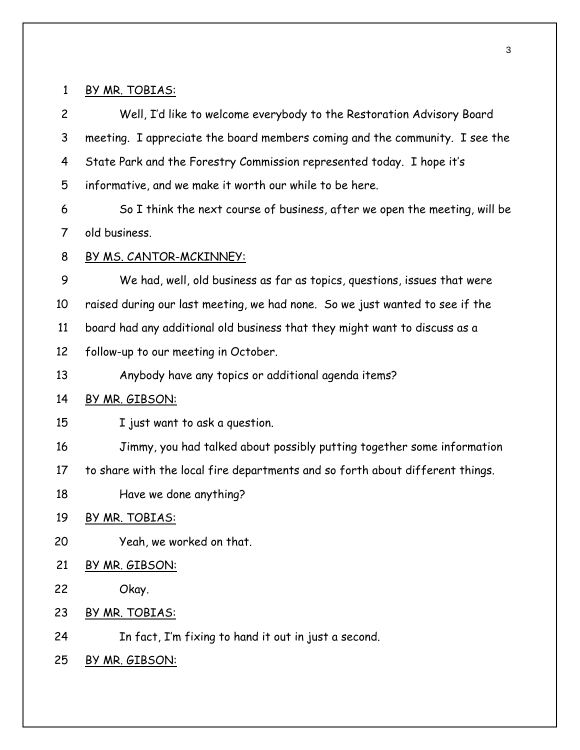1 BY MR. TOBIAS:

2 Well, I'd like to welcome everybody to the Restoration Advisory Board
3 meeting. I appreciate the board members coming and the community. I see the
4 State Park and the Forestry Commission represented today. I hope it's
5 informative, and we make it worth our while to be here.

6 So I think the next course of business, after we open the meeting, will be
7 old business.

8 BY MS. CANTOR-MCKINNEY:

9 We had, well, old business as far as topics, questions, issues that were
10 raised during our last meeting, we had none. So we just wanted to see if the
11 board had any additional old business that they might want to discuss as a
12 follow-up to our meeting in October.

13 Anybody have any topics or additional agenda items?

14 BY MR. GIBSON:

15 I just want to ask a question.

16 Jimmy, you had talked about possibly putting together some information
17 to share with the local fire departments and so forth about different things.

18 Have we done anything?

19 BY MR. TOBIAS:

20 Yeah, we worked on that.

21 BY MR. GIBSON:

22 Okay.

23 BY MR. TOBIAS:

24 In fact, I'm fixing to hand it out in just a second.

25 BY MR. GIBSON: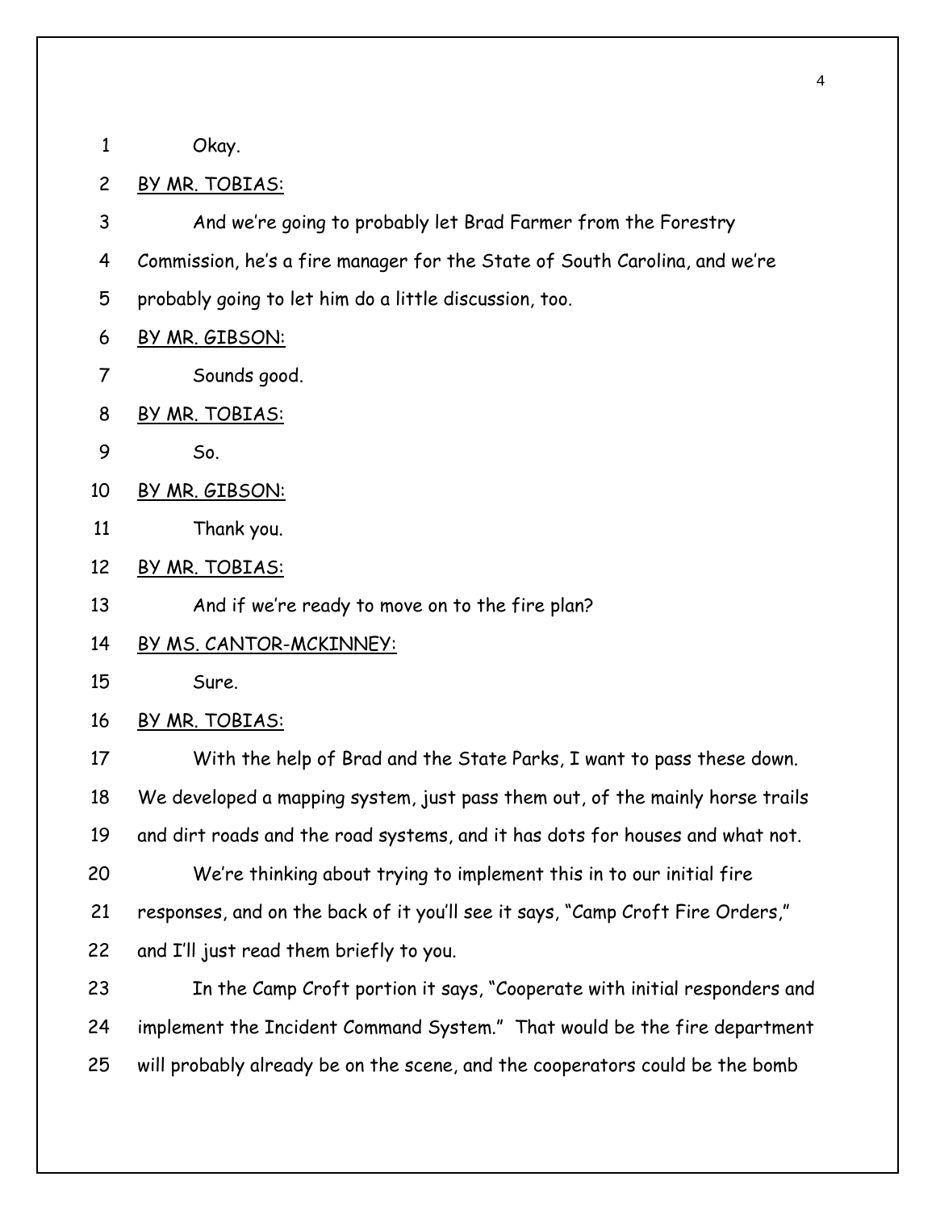1 Okay.

2 BY MR. TOBIAS:

3 And we're going to probably let Brad Farmer from the Forestry

4 Commission, he's a fire manager for the State of South Carolina, and we're

5 probably going to let him do a little discussion, too.

6 BY MR. GIBSON:

7 Sounds good.

8 BY MR. TOBIAS:

9 So.

10 BY MR. GIBSON:

11 Thank you.

12 BY MR. TOBIAS:

13 And if we're ready to move on to the fire plan?

14 BY MS. CANTOR-MCKINNEY:

15 Sure.

16 BY MR. TOBIAS:

17 With the help of Brad and the State Parks, I want to pass these down.

18 We developed a mapping system, just pass them out, of the mainly horse trails

19 and dirt roads and the road systems, and it has dots for houses and what not.

20 We're thinking about trying to implement this in to our initial fire

21 responses, and on the back of it you'll see it says, "Camp Croft Fire Orders,"

22 and I'll just read them briefly to you.

23 In the Camp Croft portion it says, "Cooperate with initial responders and

24 implement the Incident Command System." That would be the fire department

25 will probably already be on the scene, and the cooperators could be the bomb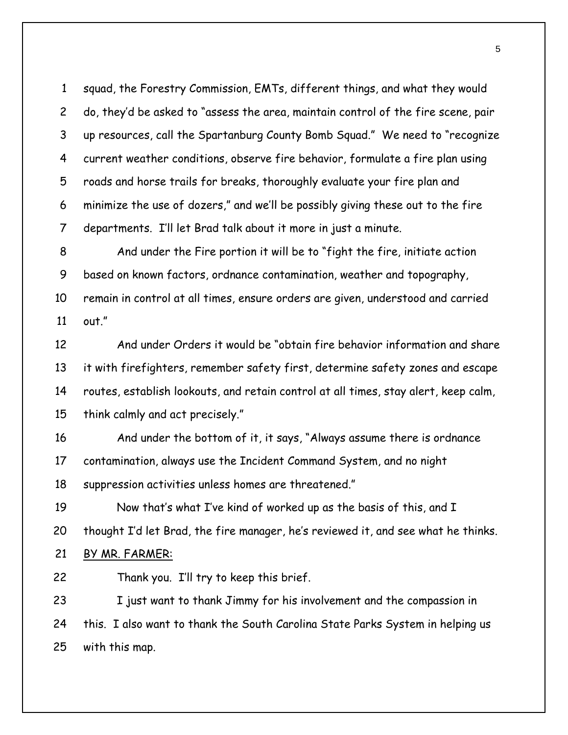squad, the Forestry Commission, EMTs, different things, and what they would do, they'd be asked to "assess the area, maintain control of the fire scene, pair up resources, call the Spartanburg County Bomb Squad." We need to "recognize current weather conditions, observe fire behavior, formulate a fire plan using roads and horse trails for breaks, thoroughly evaluate your fire plan and minimize the use of dozers," and we'll be possibly giving these out to the fire departments. I'll let Brad talk about it more in just a minute.

And under the Fire portion it will be to "fight the fire, initiate action based on known factors, ordnance contamination, weather and topography, remain in control at all times, ensure orders are given, understood and carried out."

And under Orders it would be "obtain fire behavior information and share it with firefighters, remember safety first, determine safety zones and escape routes, establish lookouts, and retain control at all times, stay alert, keep calm, think calmly and act precisely."

And under the bottom of it, it says, "Always assume there is ordnance contamination, always use the Incident Command System, and no night suppression activities unless homes are threatened."

Now that's what I've kind of worked up as the basis of this, and I thought I'd let Brad, the fire manager, he's reviewed it, and see what he thinks.

BY MR. FARMER:

Thank you. I'll try to keep this brief.

I just want to thank Jimmy for his involvement and the compassion in this. I also want to thank the South Carolina State Parks System in helping us with this map.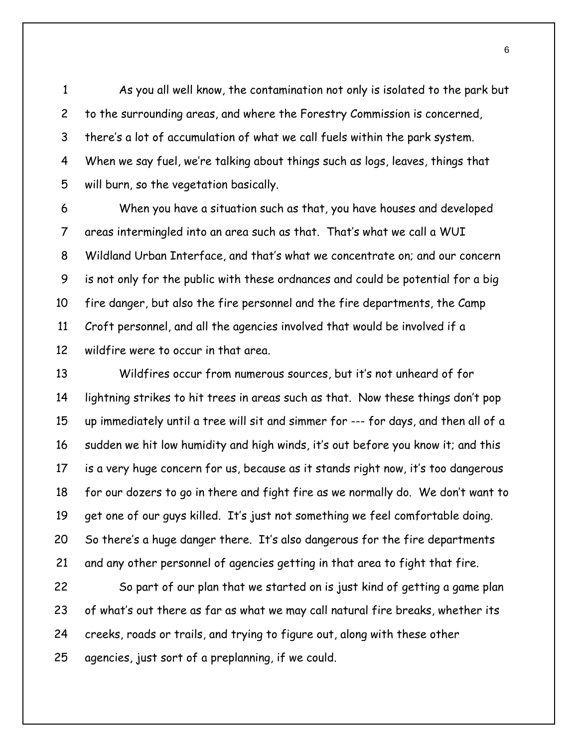As you all well know, the contamination not only is isolated to the park but to the surrounding areas, and where the Forestry Commission is concerned, there's a lot of accumulation of what we call fuels within the park system. When we say fuel, we're talking about things such as logs, leaves, things that will burn, so the vegetation basically.

When you have a situation such as that, you have houses and developed areas intermingled into an area such as that. That's what we call a WUI Wildland Urban Interface, and that's what we concentrate on; and our concern is not only for the public with these ordnances and could be potential for a big fire danger, but also the fire personnel and the fire departments, the Camp Croft personnel, and all the agencies involved that would be involved if a wildfire were to occur in that area.

Wildfires occur from numerous sources, but it's not unheard of for lightning strikes to hit trees in areas such as that. Now these things don't pop up immediately until a tree will sit and simmer for --- for days, and then all of a sudden we hit low humidity and high winds, it's out before you know it; and this is a very huge concern for us, because as it stands right now, it's too dangerous for our dozers to go in there and fight fire as we normally do. We don't want to get one of our guys killed. It's just not something we feel comfortable doing. So there's a huge danger there. It's also dangerous for the fire departments and any other personnel of agencies getting in that area to fight that fire.

So part of our plan that we started on is just kind of getting a game plan of what's out there as far as what we may call natural fire breaks, whether its creeks, roads or trails, and trying to figure out, along with these other agencies, just sort of a preplanning, if we could.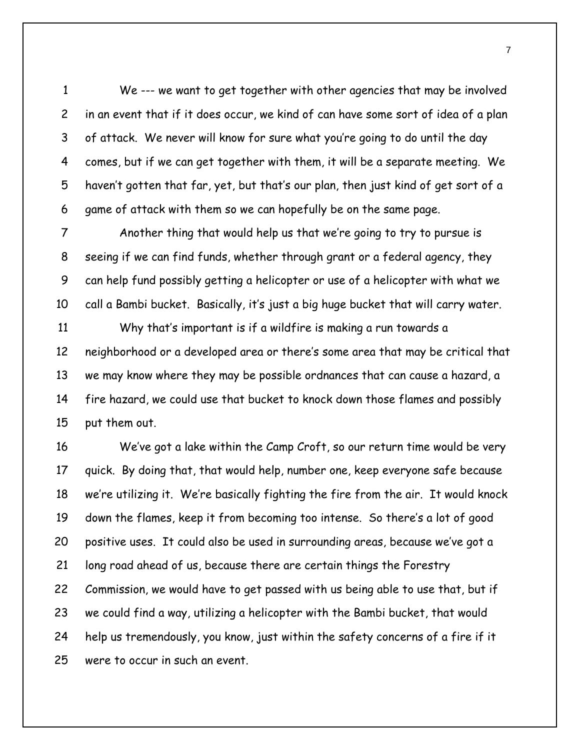We --- we want to get together with other agencies that may be involved in an event that if it does occur, we kind of can have some sort of idea of a plan of attack. We never will know for sure what you're going to do until the day comes, but if we can get together with them, it will be a separate meeting. We haven't gotten that far, yet, but that's our plan, then just kind of get sort of a game of attack with them so we can hopefully be on the same page.

Another thing that would help us that we're going to try to pursue is seeing if we can find funds, whether through grant or a federal agency, they can help fund possibly getting a helicopter or use of a helicopter with what we call a Bambi bucket. Basically, it's just a big huge bucket that will carry water.

Why that's important is if a wildfire is making a run towards a neighborhood or a developed area or there's some area that may be critical that we may know where they may be possible ordnances that can cause a hazard, a fire hazard, we could use that bucket to knock down those flames and possibly put them out.

We've got a lake within the Camp Croft, so our return time would be very quick. By doing that, that would help, number one, keep everyone safe because we're utilizing it. We're basically fighting the fire from the air. It would knock down the flames, keep it from becoming too intense. So there's a lot of good positive uses. It could also be used in surrounding areas, because we've got a long road ahead of us, because there are certain things the Forestry Commission, we would have to get passed with us being able to use that, but if we could find a way, utilizing a helicopter with the Bambi bucket, that would help us tremendously, you know, just within the safety concerns of a fire if it were to occur in such an event.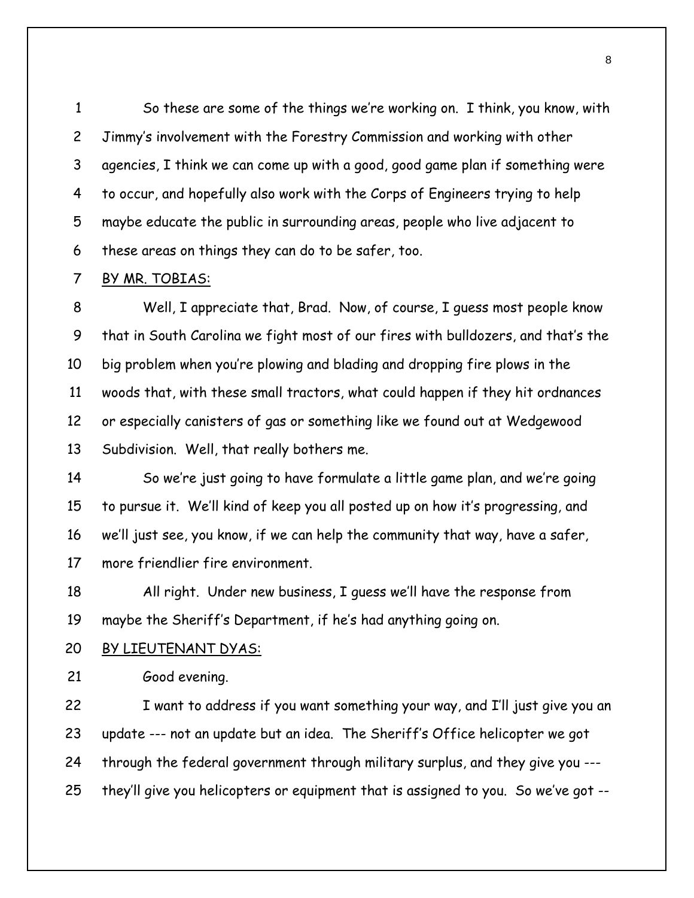So these are some of the things we're working on. I think, you know, with Jimmy's involvement with the Forestry Commission and working with other agencies, I think we can come up with a good, good game plan if something were to occur, and hopefully also work with the Corps of Engineers trying to help maybe educate the public in surrounding areas, people who live adjacent to these areas on things they can do to be safer, too.

BY MR. TOBIAS:

Well, I appreciate that, Brad. Now, of course, I guess most people know that in South Carolina we fight most of our fires with bulldozers, and that's the big problem when you're plowing and blading and dropping fire plows in the woods that, with these small tractors, what could happen if they hit ordnances or especially canisters of gas or something like we found out at Wedgewood Subdivision. Well, that really bothers me.

So we're just going to have formulate a little game plan, and we're going to pursue it. We'll kind of keep you all posted up on how it's progressing, and we'll just see, you know, if we can help the community that way, have a safer, more friendlier fire environment.

All right. Under new business, I guess we'll have the response from maybe the Sheriff's Department, if he's had anything going on.

BY LIEUTENANT DYAS:

Good evening.

I want to address if you want something your way, and I'll just give you an update --- not an update but an idea. The Sheriff's Office helicopter we got through the federal government through military surplus, and they give you --- they'll give you helicopters or equipment that is assigned to you. So we've got --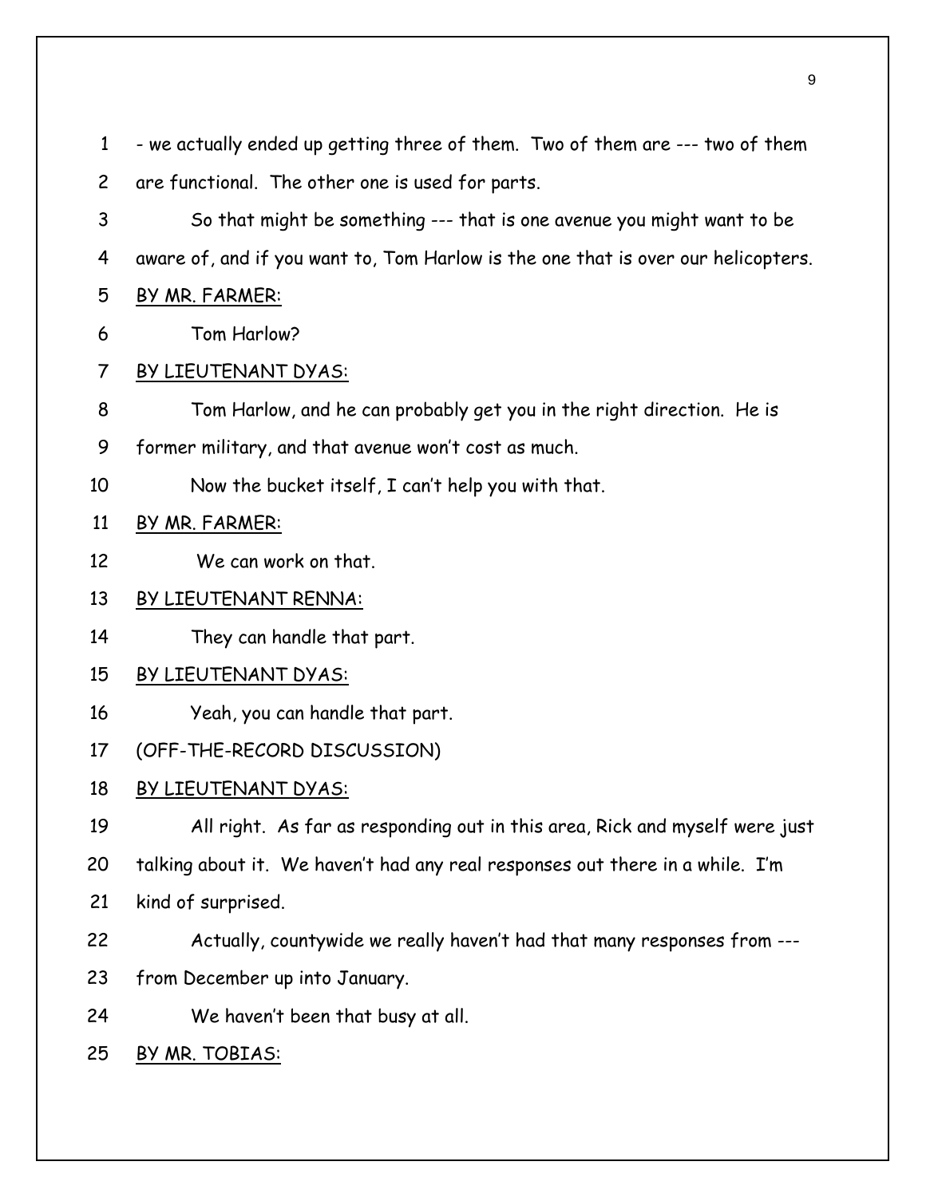- we actually ended up getting three of them. Two of them are --- two of them are functional. The other one is used for parts.

So that might be something --- that is one avenue you might want to be aware of, and if you want to, Tom Harlow is the one that is over our helicopters.

BY MR. FARMER:

Tom Harlow?

BY LIEUTENANT DYAS:

Tom Harlow, and he can probably get you in the right direction. He is former military, and that avenue won't cost as much.

Now the bucket itself, I can't help you with that.

BY MR. FARMER:

We can work on that.

BY LIEUTENANT RENNA:

They can handle that part.

BY LIEUTENANT DYAS:

Yeah, you can handle that part.

(OFF-THE-RECORD DISCUSSION)

BY LIEUTENANT DYAS:

All right. As far as responding out in this area, Rick and myself were just talking about it. We haven't had any real responses out there in a while. I'm kind of surprised.

Actually, countywide we really haven't had that many responses from --- from December up into January.

We haven't been that busy at all.

BY MR. TOBIAS: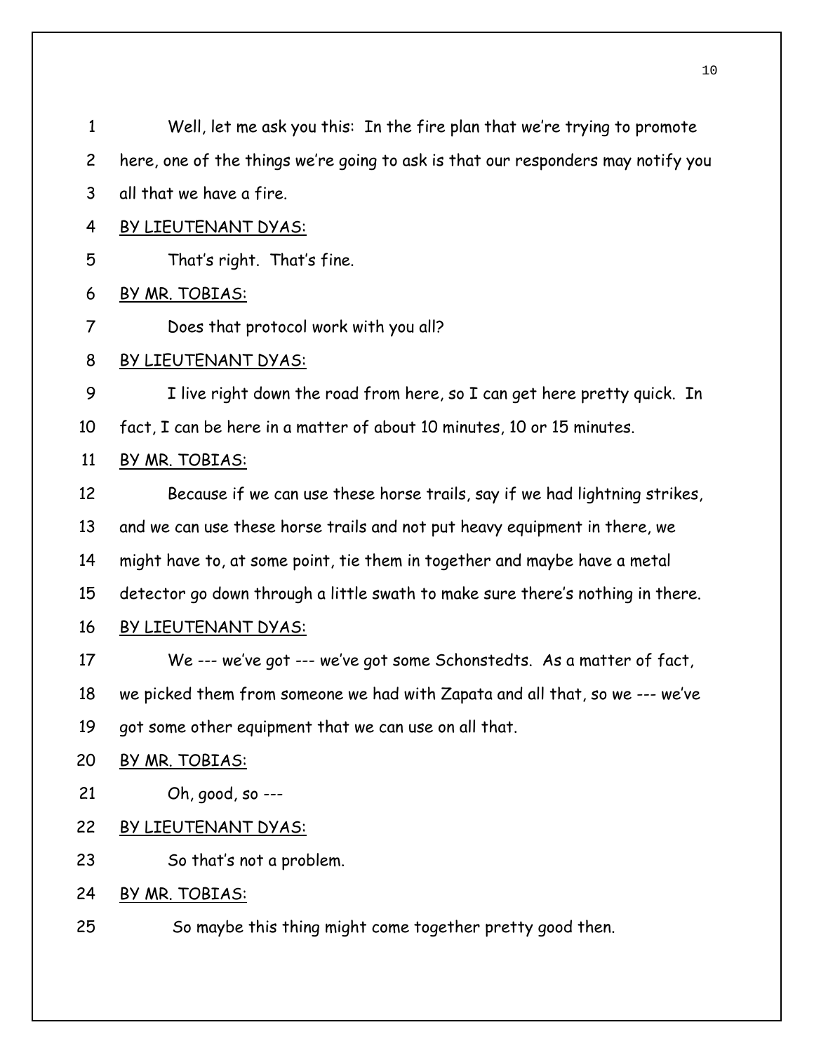Well, let me ask you this: In the fire plan that we're trying to promote here, one of the things we're going to ask is that our responders may notify you all that we have a fire.

BY LIEUTENANT DYAS:

That's right. That's fine.

BY MR. TOBIAS:

Does that protocol work with you all?

BY LIEUTENANT DYAS:

I live right down the road from here, so I can get here pretty quick. In fact, I can be here in a matter of about 10 minutes, 10 or 15 minutes.

BY MR. TOBIAS:

Because if we can use these horse trails, say if we had lightning strikes, and we can use these horse trails and not put heavy equipment in there, we might have to, at some point, tie them in together and maybe have a metal detector go down through a little swath to make sure there's nothing in there.

BY LIEUTENANT DYAS:

We --- we've got --- we've got some Schonstedts. As a matter of fact, we picked them from someone we had with Zapata and all that, so we --- we've got some other equipment that we can use on all that.

BY MR. TOBIAS:

Oh, good, so ---

BY LIEUTENANT DYAS:

So that's not a problem.

BY MR. TOBIAS:

So maybe this thing might come together pretty good then.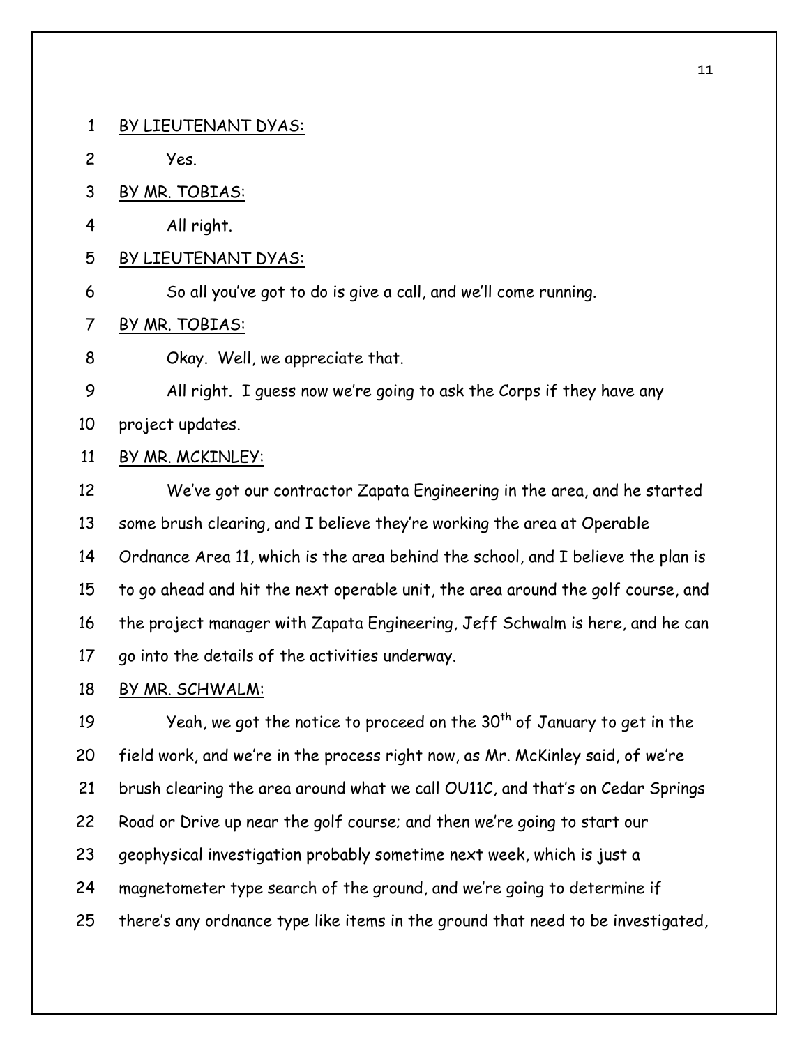BY LIEUTENANT DYAS:

Yes.

BY MR. TOBIAS:

All right.

BY LIEUTENANT DYAS:

So all you've got to do is give a call, and we'll come running.

BY MR. TOBIAS:

Okay. Well, we appreciate that.

All right. I guess now we're going to ask the Corps if they have any project updates.

BY MR. MCKINLEY:

We've got our contractor Zapata Engineering in the area, and he started some brush clearing, and I believe they're working the area at Operable Ordnance Area 11, which is the area behind the school, and I believe the plan is to go ahead and hit the next operable unit, the area around the golf course, and the project manager with Zapata Engineering, Jeff Schwalm is here, and he can go into the details of the activities underway.

BY MR. SCHWALM:

Yeah, we got the notice to proceed on the 30th of January to get in the field work, and we're in the process right now, as Mr. McKinley said, of we're brush clearing the area around what we call OU11C, and that's on Cedar Springs Road or Drive up near the golf course; and then we're going to start our geophysical investigation probably sometime next week, which is just a magnetometer type search of the ground, and we're going to determine if there's any ordnance type like items in the ground that need to be investigated,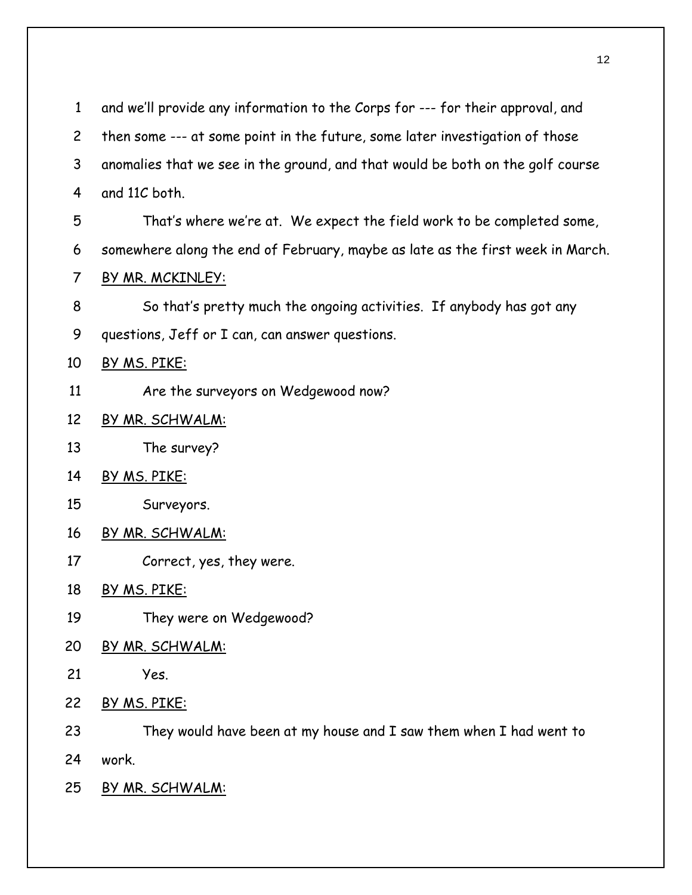and we'll provide any information to the Corps for --- for their approval, and then some --- at some point in the future, some later investigation of those anomalies that we see in the ground, and that would be both on the golf course and 11C both.

That's where we're at. We expect the field work to be completed some, somewhere along the end of February, maybe as late as the first week in March.

<u>BY MR. MCKINLEY:</u>

So that's pretty much the ongoing activities. If anybody has got any questions, Jeff or I can, can answer questions.

<u>BY MS. PIKE:</u>

Are the surveyors on Wedgewood now?

<u>BY MR. SCHWALM:</u>

The survey?

<u>BY MS. PIKE:</u>

Surveyors.

<u>BY MR. SCHWALM:</u>

Correct, yes, they were.

<u>BY MS. PIKE:</u>

They were on Wedgewood?

<u>BY MR. SCHWALM:</u>

Yes.

<u>BY MS. PIKE:</u>

They would have been at my house and I saw them when I had went to work.

<u>BY MR. SCHWALM:</u>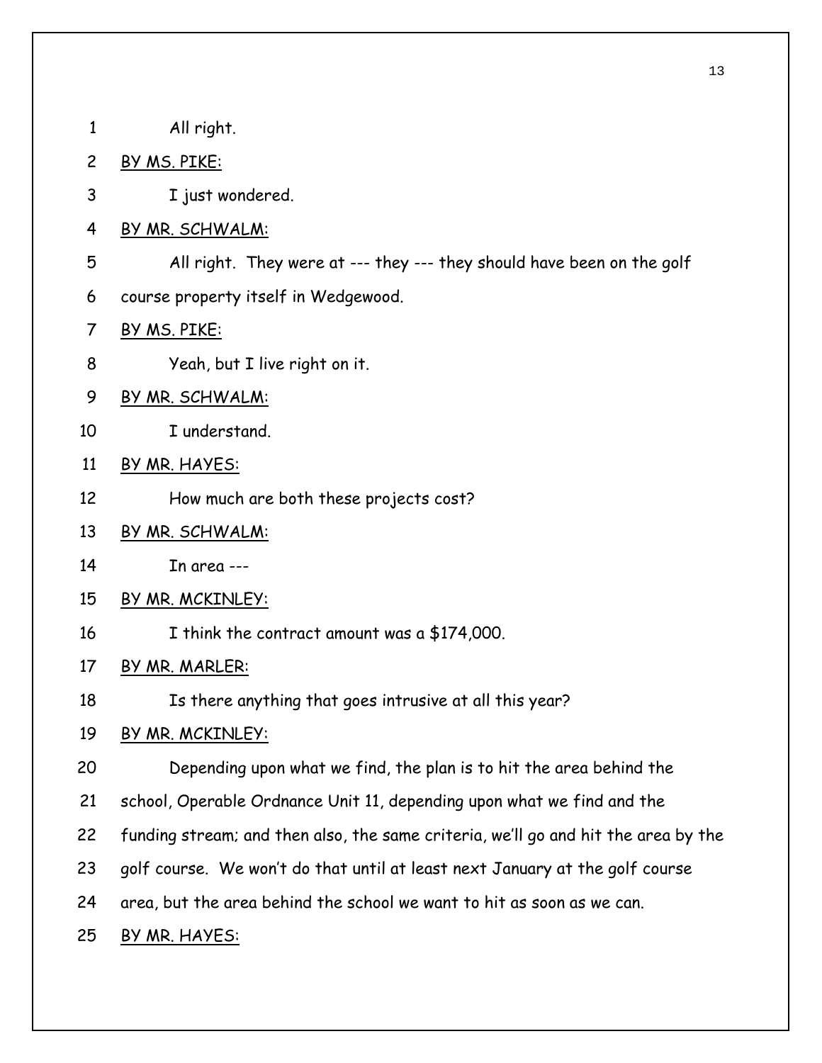All right.

BY MS. PIKE:

I just wondered.

BY MR. SCHWALM:

All right. They were at --- they --- they should have been on the golf course property itself in Wedgewood.

BY MS. PIKE:

Yeah, but I live right on it.

BY MR. SCHWALM:

I understand.

BY MR. HAYES:

How much are both these projects cost?

BY MR. SCHWALM:

In area ---

BY MR. MCKINLEY:

I think the contract amount was a $174,000.

BY MR. MARLER:

Is there anything that goes intrusive at all this year?

BY MR. MCKINLEY:

Depending upon what we find, the plan is to hit the area behind the school, Operable Ordnance Unit 11, depending upon what we find and the funding stream; and then also, the same criteria, we'll go and hit the area by the golf course. We won't do that until at least next January at the golf course area, but the area behind the school we want to hit as soon as we can.

BY MR. HAYES: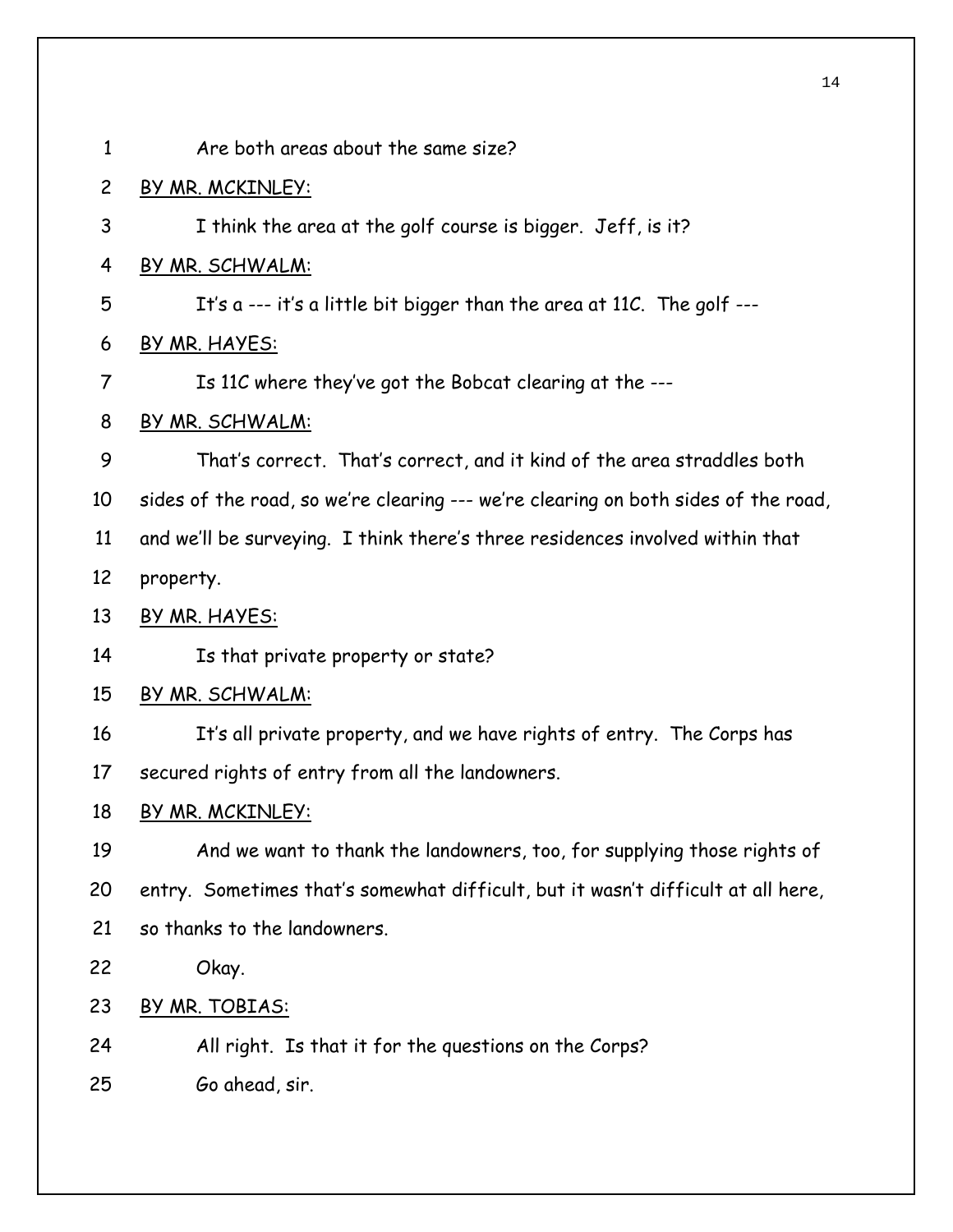Are both areas about the same size?

BY MR. MCKINLEY:

I think the area at the golf course is bigger. Jeff, is it?

BY MR. SCHWALM:

It's a --- it's a little bit bigger than the area at 11C. The golf ---

BY MR. HAYES:

Is 11C where they've got the Bobcat clearing at the ---

BY MR. SCHWALM:

That's correct. That's correct, and it kind of the area straddles both sides of the road, so we're clearing --- we're clearing on both sides of the road, and we'll be surveying. I think there's three residences involved within that property.

BY MR. HAYES:

Is that private property or state?

BY MR. SCHWALM:

It's all private property, and we have rights of entry. The Corps has secured rights of entry from all the landowners.

BY MR. MCKINLEY:

And we want to thank the landowners, too, for supplying those rights of entry. Sometimes that's somewhat difficult, but it wasn't difficult at all here, so thanks to the landowners.

Okay.

BY MR. TOBIAS:

All right. Is that it for the questions on the Corps?

Go ahead, sir.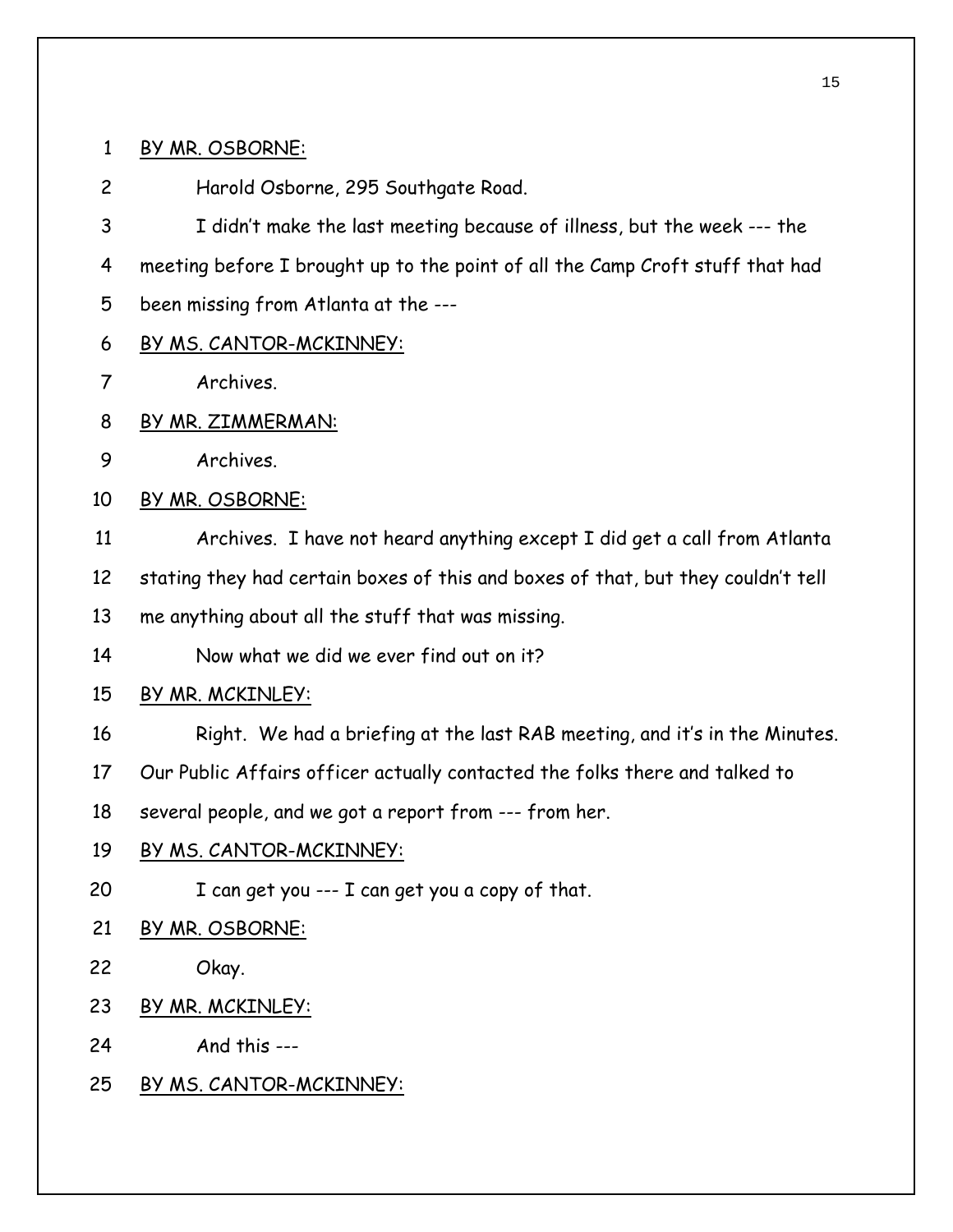BY MR. OSBORNE:

Harold Osborne, 295 Southgate Road.

I didn't make the last meeting because of illness, but the week --- the meeting before I brought up to the point of all the Camp Croft stuff that had been missing from Atlanta at the ---

BY MS. CANTOR-MCKINNEY:

Archives.

BY MR. ZIMMERMAN:

Archives.

BY MR. OSBORNE:

Archives. I have not heard anything except I did get a call from Atlanta stating they had certain boxes of this and boxes of that, but they couldn't tell me anything about all the stuff that was missing.

Now what we did we ever find out on it?

BY MR. MCKINLEY:

Right. We had a briefing at the last RAB meeting, and it's in the Minutes. Our Public Affairs officer actually contacted the folks there and talked to several people, and we got a report from --- from her.

BY MS. CANTOR-MCKINNEY:

I can get you --- I can get you a copy of that.

BY MR. OSBORNE:

Okay.

BY MR. MCKINLEY:

And this ---

BY MS. CANTOR-MCKINNEY: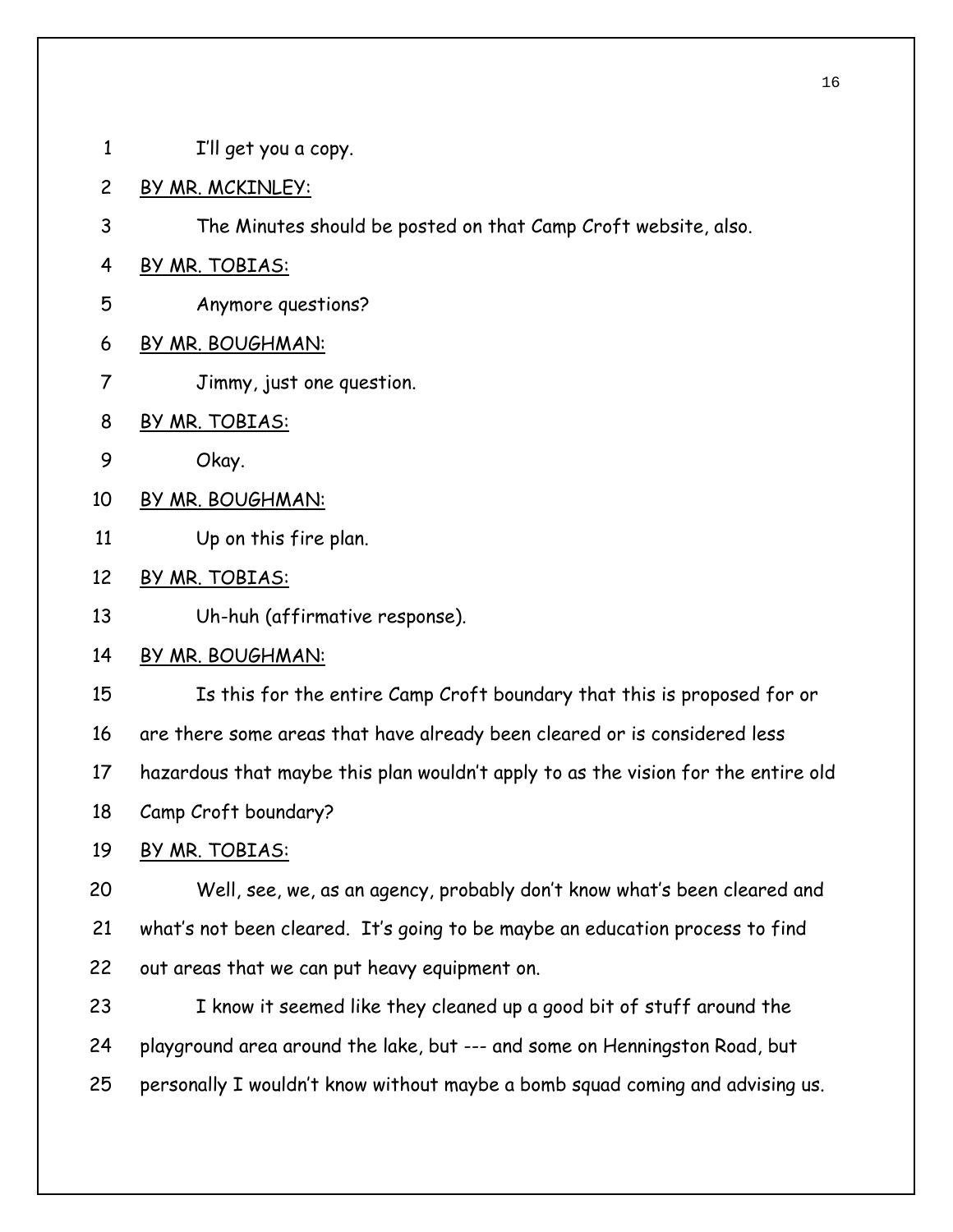I'll get you a copy.

BY MR. MCKINLEY:

The Minutes should be posted on that Camp Croft website, also.

BY MR. TOBIAS:

Anymore questions?

BY MR. BOUGHMAN:

Jimmy, just one question.

BY MR. TOBIAS:

Okay.

BY MR. BOUGHMAN:

Up on this fire plan.

BY MR. TOBIAS:

Uh-huh (affirmative response).

BY MR. BOUGHMAN:

Is this for the entire Camp Croft boundary that this is proposed for or are there some areas that have already been cleared or is considered less hazardous that maybe this plan wouldn't apply to as the vision for the entire old Camp Croft boundary?

BY MR. TOBIAS:

Well, see, we, as an agency, probably don't know what's been cleared and what's not been cleared. It's going to be maybe an education process to find out areas that we can put heavy equipment on.

I know it seemed like they cleaned up a good bit of stuff around the playground area around the lake, but --- and some on Henningston Road, but personally I wouldn't know without maybe a bomb squad coming and advising us.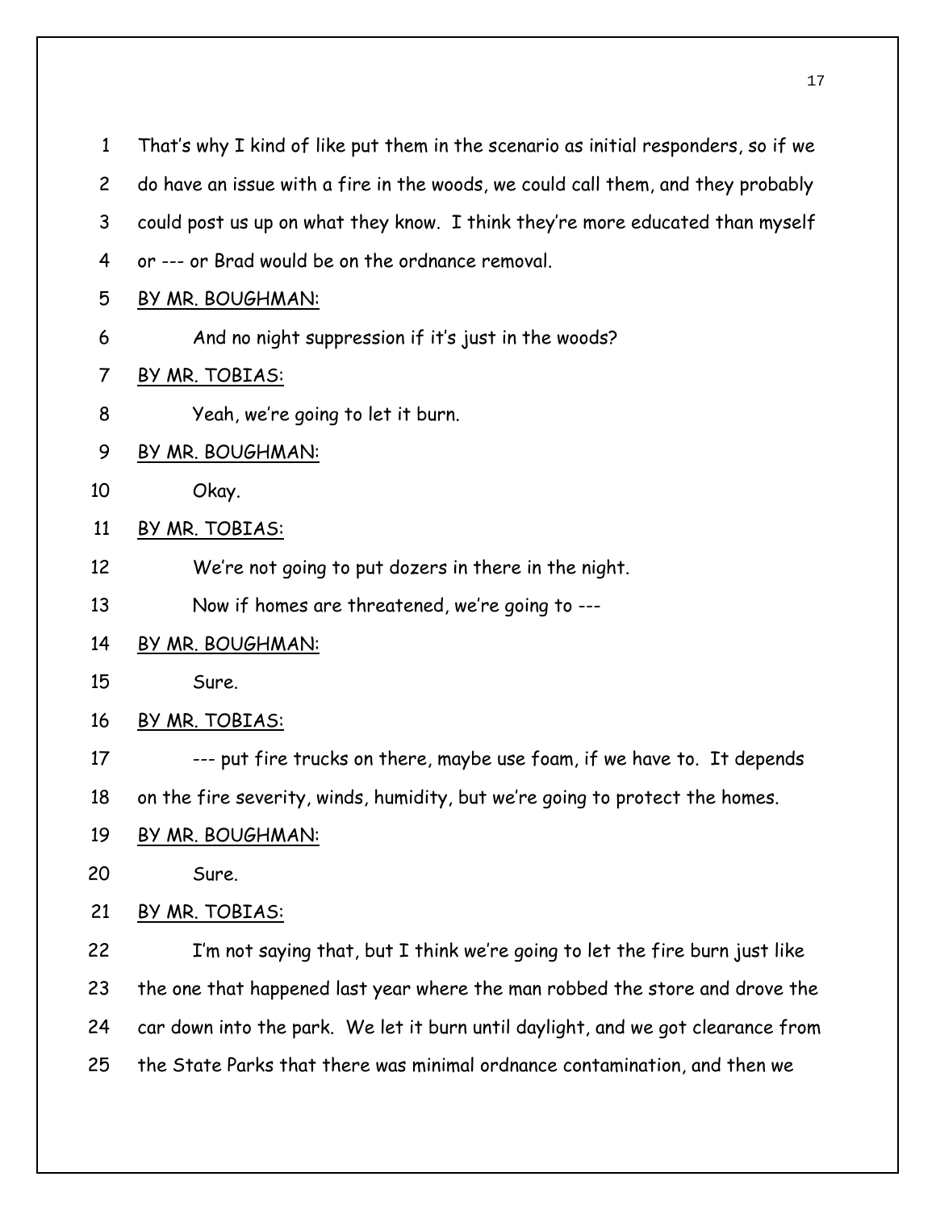That's why I kind of like put them in the scenario as initial responders, so if we do have an issue with a fire in the woods, we could call them, and they probably could post us up on what they know. I think they're more educated than myself or --- or Brad would be on the ordnance removal.

BY MR. BOUGHMAN:

And no night suppression if it's just in the woods?

BY MR. TOBIAS:

Yeah, we're going to let it burn.

BY MR. BOUGHMAN:

Okay.

BY MR. TOBIAS:

We're not going to put dozers in there in the night.

Now if homes are threatened, we're going to ---

BY MR. BOUGHMAN:

Sure.

BY MR. TOBIAS:

--- put fire trucks on there, maybe use foam, if we have to. It depends on the fire severity, winds, humidity, but we're going to protect the homes.

BY MR. BOUGHMAN:

Sure.

BY MR. TOBIAS:

I'm not saying that, but I think we're going to let the fire burn just like the one that happened last year where the man robbed the store and drove the car down into the park. We let it burn until daylight, and we got clearance from the State Parks that there was minimal ordnance contamination, and then we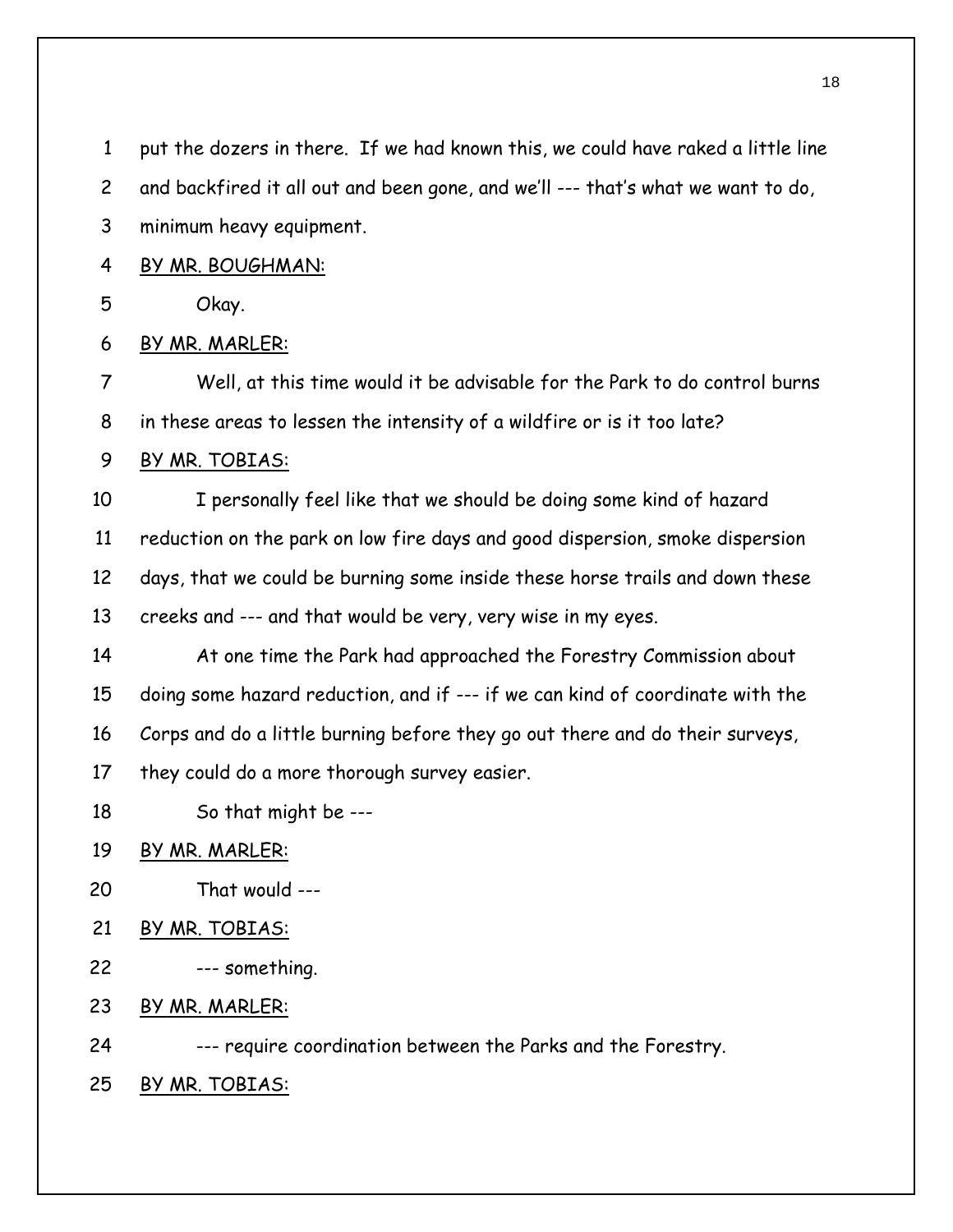put the dozers in there. If we had known this, we could have raked a little line and backfired it all out and been gone, and we'll --- that's what we want to do, minimum heavy equipment.

BY MR. BOUGHMAN:

Okay.

BY MR. MARLER:

Well, at this time would it be advisable for the Park to do control burns in these areas to lessen the intensity of a wildfire or is it too late?

BY MR. TOBIAS:

I personally feel like that we should be doing some kind of hazard reduction on the park on low fire days and good dispersion, smoke dispersion days, that we could be burning some inside these horse trails and down these creeks and --- and that would be very, very wise in my eyes.

At one time the Park had approached the Forestry Commission about doing some hazard reduction, and if --- if we can kind of coordinate with the Corps and do a little burning before they go out there and do their surveys, they could do a more thorough survey easier.

So that might be ---

BY MR. MARLER:

That would ---

BY MR. TOBIAS:

--- something.

BY MR. MARLER:

--- require coordination between the Parks and the Forestry.

BY MR. TOBIAS: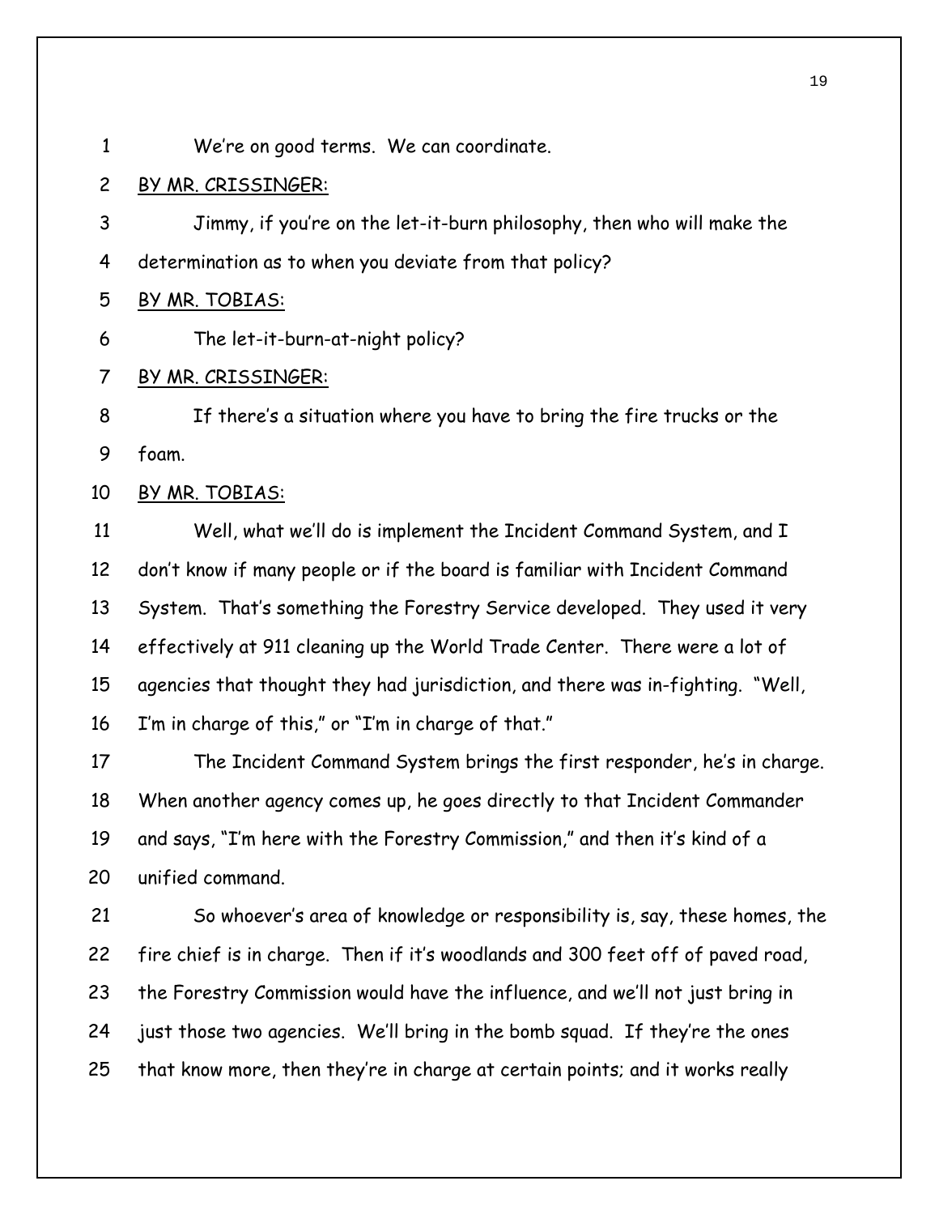We're on good terms. We can coordinate.

BY MR. CRISSINGER:

Jimmy, if you're on the let-it-burn philosophy, then who will make the determination as to when you deviate from that policy?

BY MR. TOBIAS:

The let-it-burn-at-night policy?

BY MR. CRISSINGER:

If there's a situation where you have to bring the fire trucks or the foam.

BY MR. TOBIAS:

Well, what we'll do is implement the Incident Command System, and I don't know if many people or if the board is familiar with Incident Command System. That's something the Forestry Service developed. They used it very effectively at 911 cleaning up the World Trade Center. There were a lot of agencies that thought they had jurisdiction, and there was in-fighting. "Well, I'm in charge of this," or "I'm in charge of that."

The Incident Command System brings the first responder, he's in charge. When another agency comes up, he goes directly to that Incident Commander and says, "I'm here with the Forestry Commission," and then it's kind of a unified command.

So whoever's area of knowledge or responsibility is, say, these homes, the fire chief is in charge. Then if it's woodlands and 300 feet off of paved road, the Forestry Commission would have the influence, and we'll not just bring in just those two agencies. We'll bring in the bomb squad. If they're the ones that know more, then they're in charge at certain points; and it works really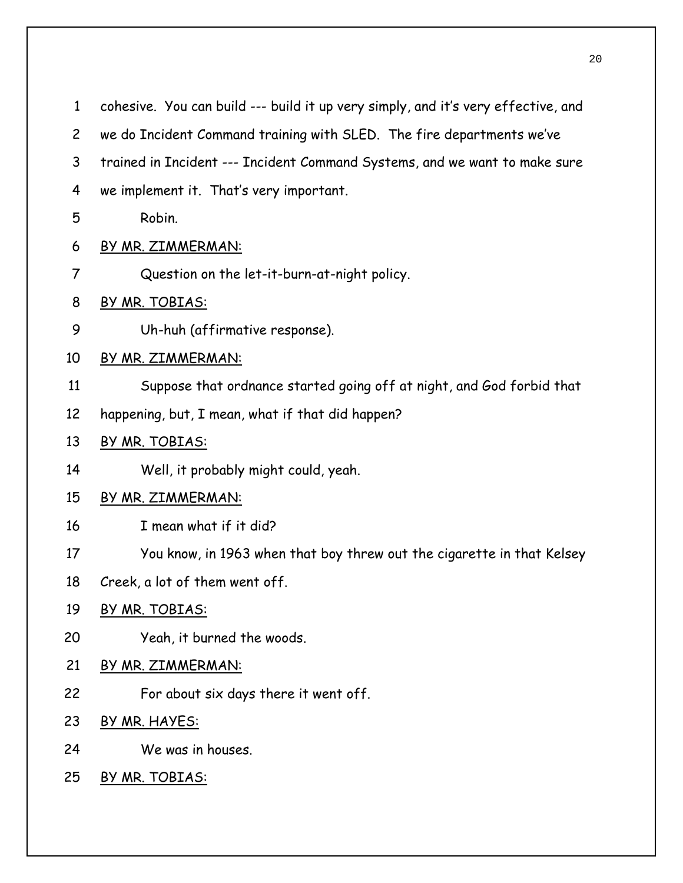cohesive. You can build --- build it up very simply, and it's very effective, and we do Incident Command training with SLED. The fire departments we've trained in Incident --- Incident Command Systems, and we want to make sure we implement it. That's very important.

Robin.

BY MR. ZIMMERMAN:

Question on the let-it-burn-at-night policy.

BY MR. TOBIAS:

Uh-huh (affirmative response).

BY MR. ZIMMERMAN:

Suppose that ordnance started going off at night, and God forbid that happening, but, I mean, what if that did happen?

BY MR. TOBIAS:

Well, it probably might could, yeah.

BY MR. ZIMMERMAN:

I mean what if it did?

You know, in 1963 when that boy threw out the cigarette in that Kelsey Creek, a lot of them went off.

BY MR. TOBIAS:

Yeah, it burned the woods.

BY MR. ZIMMERMAN:

For about six days there it went off.

BY MR. HAYES:

We was in houses.

BY MR. TOBIAS: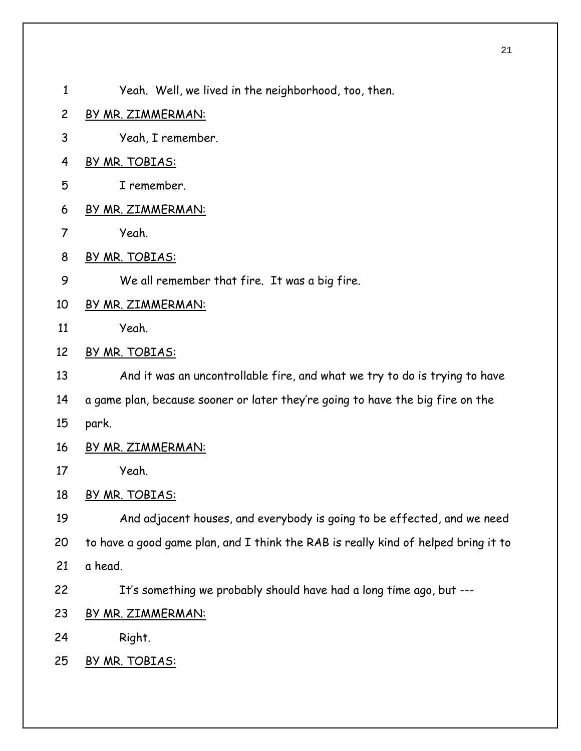Yeah. Well, we lived in the neighborhood, too, then.

BY MR. ZIMMERMAN:

Yeah, I remember.

BY MR. TOBIAS:

I remember.

BY MR. ZIMMERMAN:

Yeah.

BY MR. TOBIAS:

We all remember that fire. It was a big fire.

BY MR. ZIMMERMAN:

Yeah.

BY MR. TOBIAS:

And it was an uncontrollable fire, and what we try to do is trying to have a game plan, because sooner or later they're going to have the big fire on the park.

BY MR. ZIMMERMAN:

Yeah.

BY MR. TOBIAS:

And adjacent houses, and everybody is going to be effected, and we need to have a good game plan, and I think the RAB is really kind of helped bring it to a head.

It's something we probably should have had a long time ago, but ---

BY MR. ZIMMERMAN:

Right.

BY MR. TOBIAS: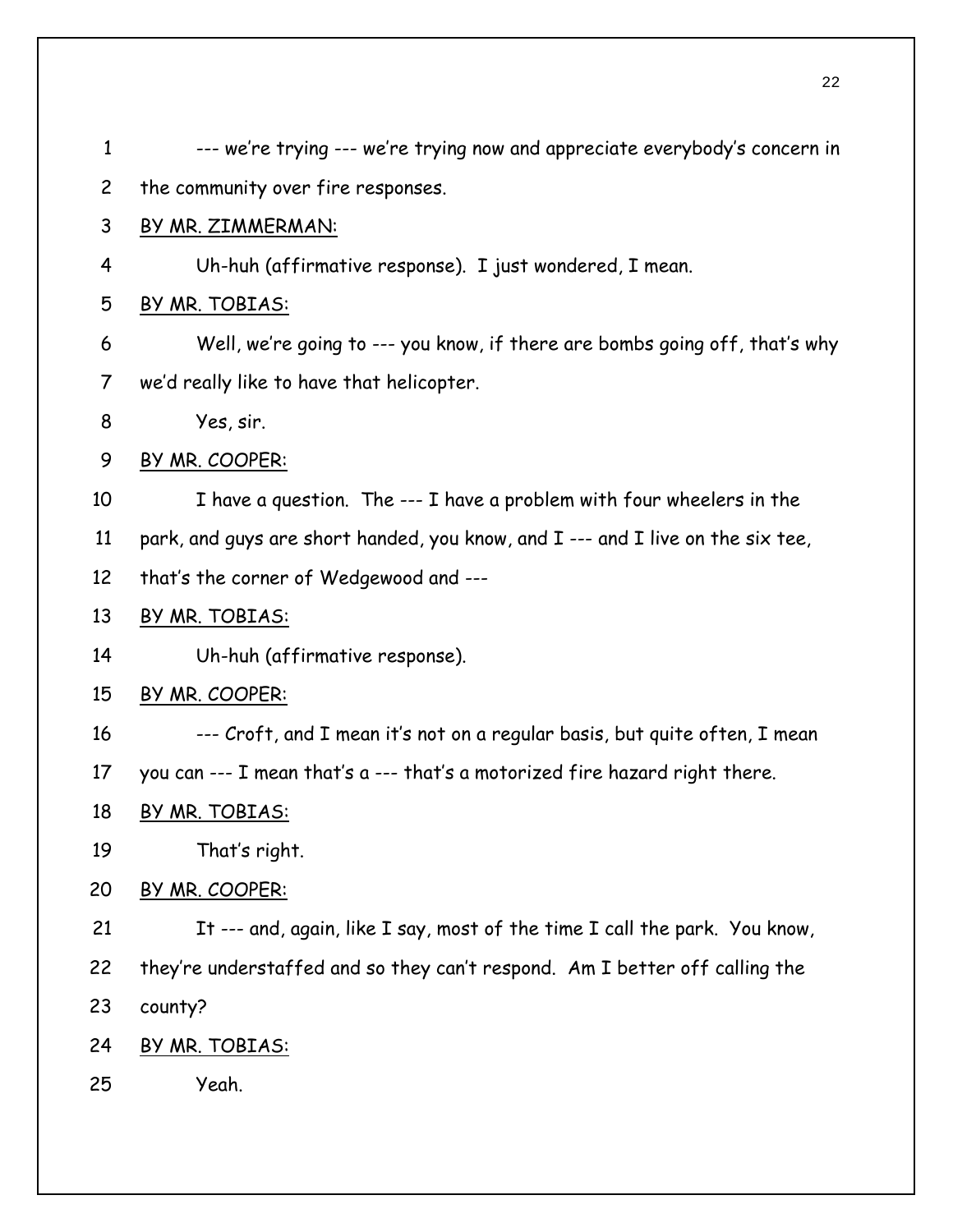--- we're trying --- we're trying now and appreciate everybody's concern in the community over fire responses.

BY MR. ZIMMERMAN:

Uh-huh (affirmative response). I just wondered, I mean.

BY MR. TOBIAS:

Well, we're going to --- you know, if there are bombs going off, that's why we'd really like to have that helicopter.

Yes, sir.

BY MR. COOPER:

I have a question. The --- I have a problem with four wheelers in the park, and guys are short handed, you know, and I --- and I live on the six tee, that's the corner of Wedgewood and ---

BY MR. TOBIAS:

Uh-huh (affirmative response).

BY MR. COOPER:

--- Croft, and I mean it's not on a regular basis, but quite often, I mean you can --- I mean that's a --- that's a motorized fire hazard right there.

BY MR. TOBIAS:

That's right.

BY MR. COOPER:

It --- and, again, like I say, most of the time I call the park. You know, they're understaffed and so they can't respond. Am I better off calling the county?

BY MR. TOBIAS:

Yeah.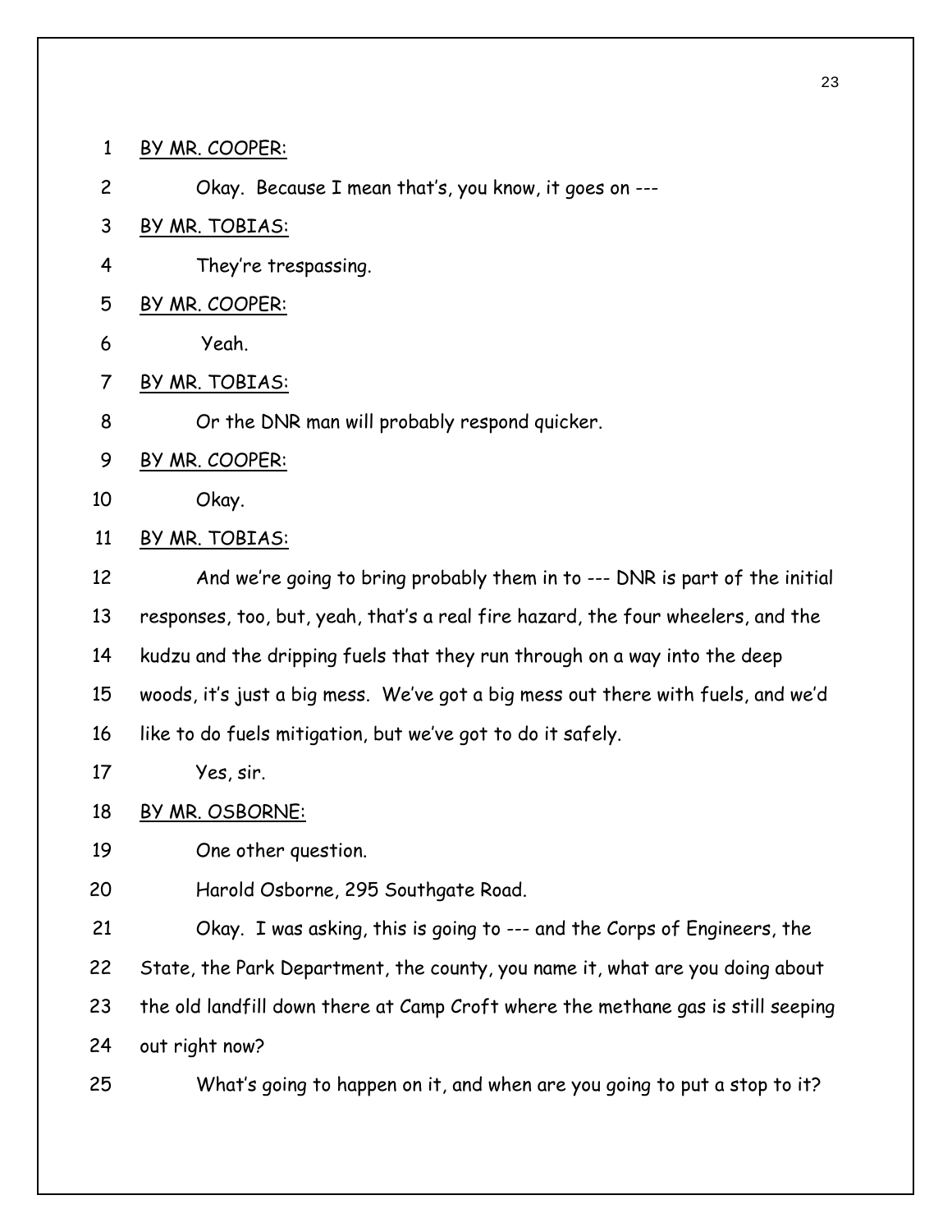BY MR. COOPER:

Okay. Because I mean that's, you know, it goes on ---

BY MR. TOBIAS:

They're trespassing.

BY MR. COOPER:

Yeah.

BY MR. TOBIAS:

Or the DNR man will probably respond quicker.

BY MR. COOPER:

Okay.

BY MR. TOBIAS:

And we're going to bring probably them in to --- DNR is part of the initial responses, too, but, yeah, that's a real fire hazard, the four wheelers, and the kudzu and the dripping fuels that they run through on a way into the deep woods, it's just a big mess. We've got a big mess out there with fuels, and we'd like to do fuels mitigation, but we've got to do it safely.

Yes, sir.

BY MR. OSBORNE:

One other question.

Harold Osborne, 295 Southgate Road.

Okay. I was asking, this is going to --- and the Corps of Engineers, the State, the Park Department, the county, you name it, what are you doing about the old landfill down there at Camp Croft where the methane gas is still seeping out right now?

What's going to happen on it, and when are you going to put a stop to it?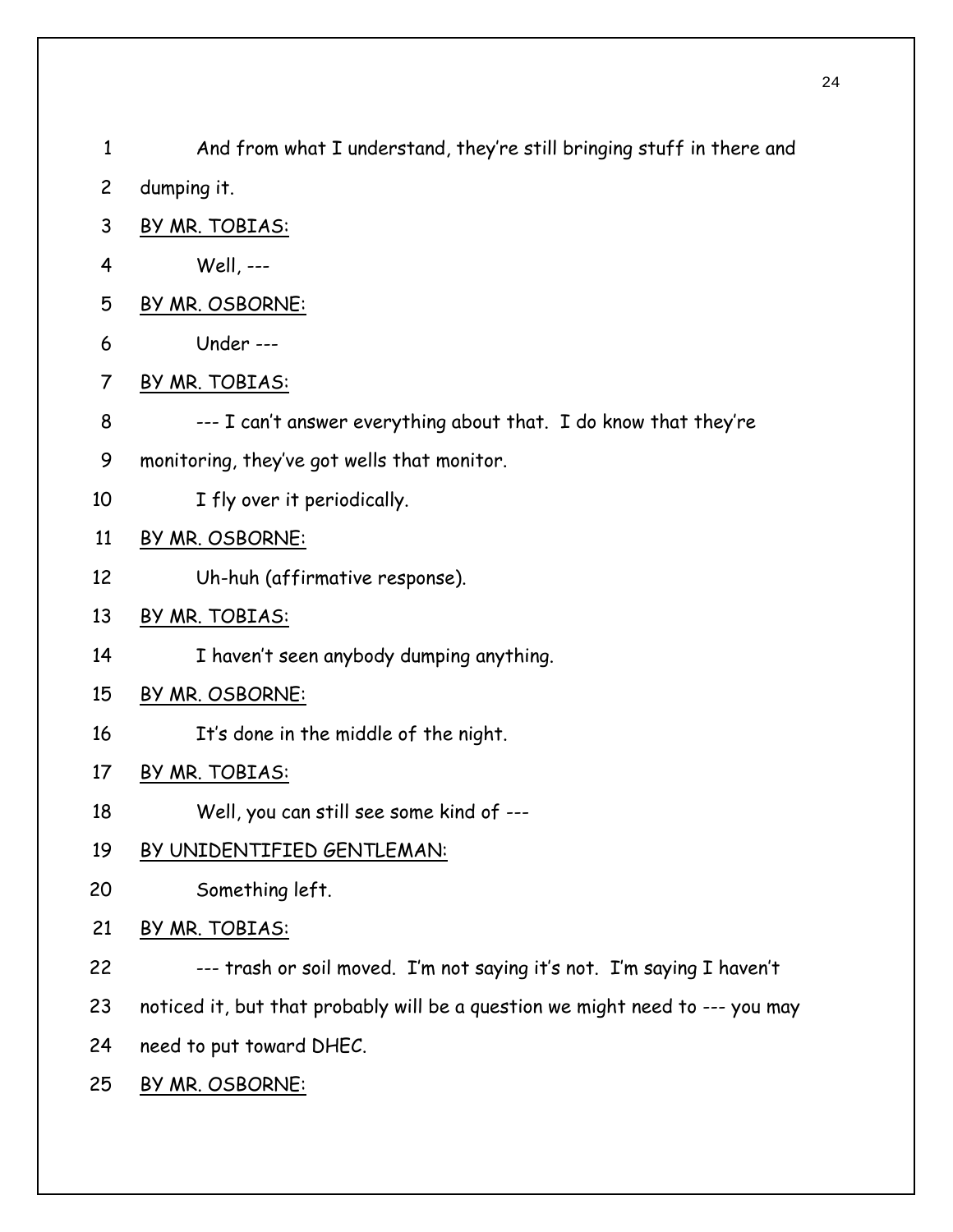And from what I understand, they're still bringing stuff in there and dumping it.

BY MR. TOBIAS:

Well, ---

BY MR. OSBORNE:

Under ---

BY MR. TOBIAS:

--- I can't answer everything about that. I do know that they're monitoring, they've got wells that monitor.

I fly over it periodically.

BY MR. OSBORNE:

Uh-huh (affirmative response).

BY MR. TOBIAS:

I haven't seen anybody dumping anything.

BY MR. OSBORNE:

It's done in the middle of the night.

BY MR. TOBIAS:

Well, you can still see some kind of ---

BY UNIDENTIFIED GENTLEMAN:

Something left.

BY MR. TOBIAS:

--- trash or soil moved. I'm not saying it's not. I'm saying I haven't noticed it, but that probably will be a question we might need to --- you may need to put toward DHEC.

BY MR. OSBORNE: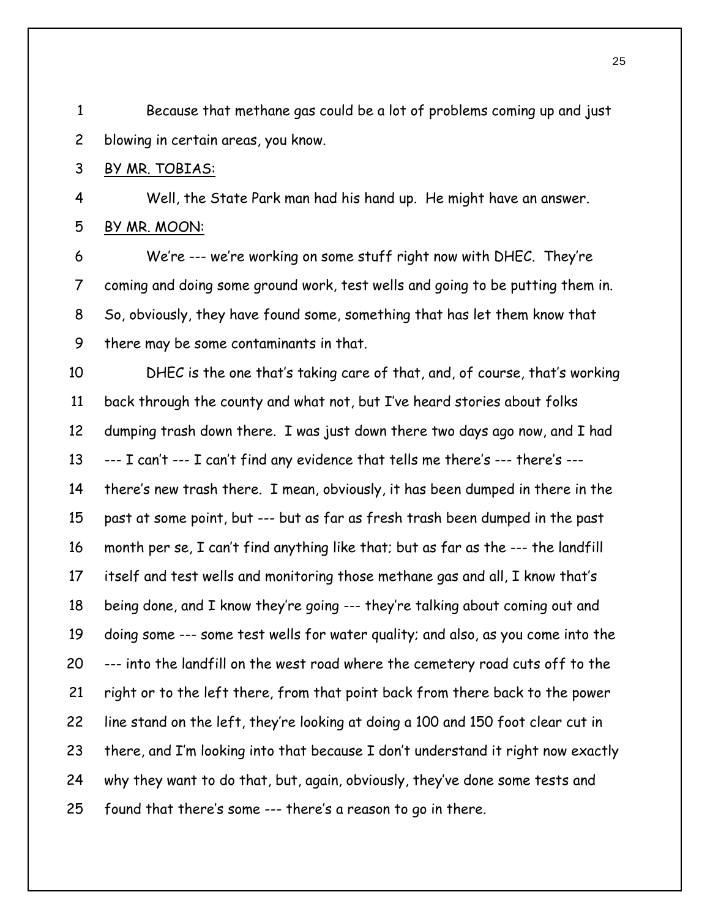Because that methane gas could be a lot of problems coming up and just blowing in certain areas, you know.

BY MR. TOBIAS:

Well, the State Park man had his hand up. He might have an answer.

BY MR. MOON:

We're --- we're working on some stuff right now with DHEC. They're coming and doing some ground work, test wells and going to be putting them in. So, obviously, they have found some, something that has let them know that there may be some contaminants in that.

DHEC is the one that's taking care of that, and, of course, that's working back through the county and what not, but I've heard stories about folks dumping trash down there. I was just down there two days ago now, and I had --- I can't --- I can't find any evidence that tells me there's --- there's --- there's new trash there. I mean, obviously, it has been dumped in there in the past at some point, but --- but as far as fresh trash been dumped in the past month per se, I can't find anything like that; but as far as the --- the landfill itself and test wells and monitoring those methane gas and all, I know that's being done, and I know they're going --- they're talking about coming out and doing some --- some test wells for water quality; and also, as you come into the --- into the landfill on the west road where the cemetery road cuts off to the right or to the left there, from that point back from there back to the power line stand on the left, they're looking at doing a 100 and 150 foot clear cut in there, and I'm looking into that because I don't understand it right now exactly why they want to do that, but, again, obviously, they've done some tests and found that there's some --- there's a reason to go in there.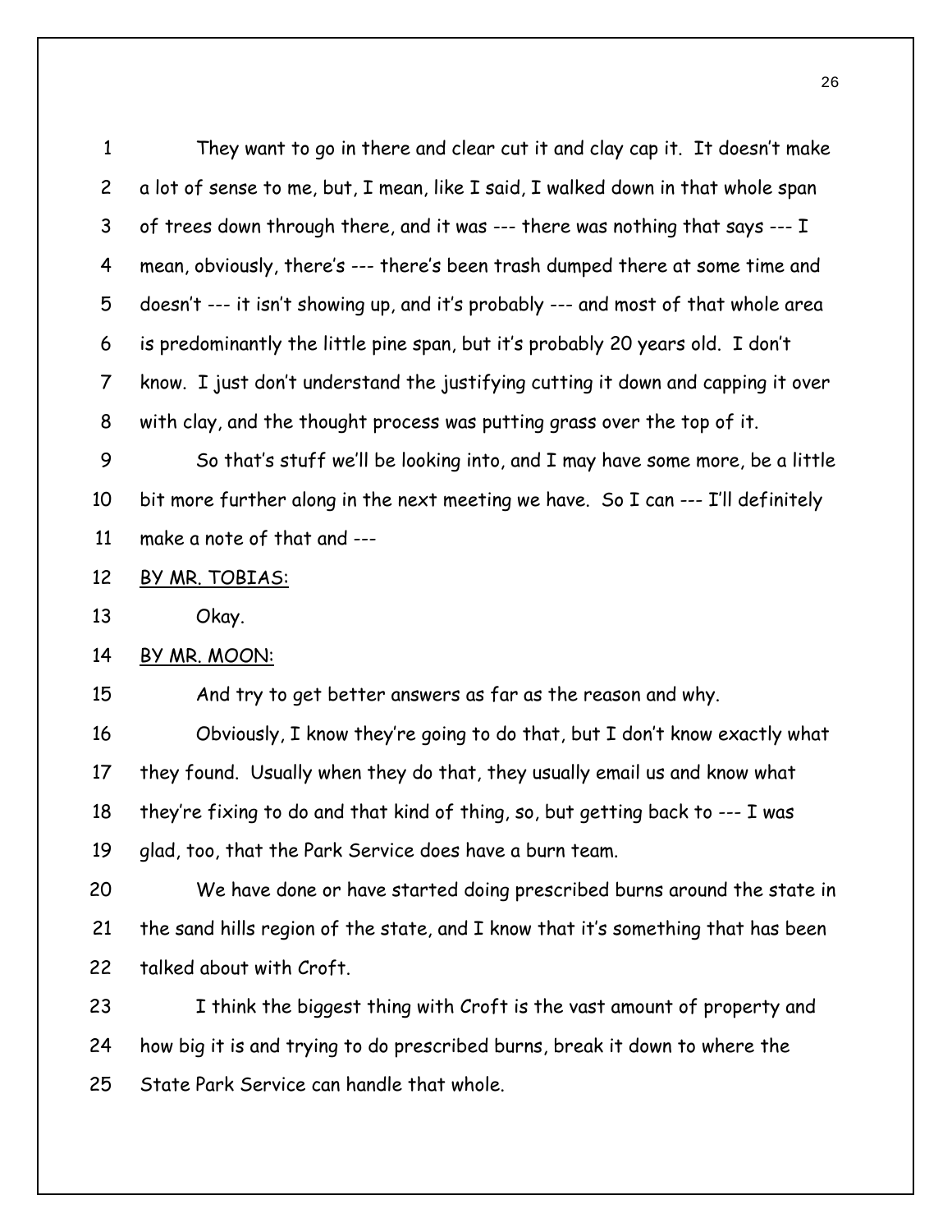They want to go in there and clear cut it and clay cap it. It doesn't make a lot of sense to me, but, I mean, like I said, I walked down in that whole span of trees down through there, and it was --- there was nothing that says --- I mean, obviously, there's --- there's been trash dumped there at some time and doesn't --- it isn't showing up, and it's probably --- and most of that whole area is predominantly the little pine span, but it's probably 20 years old. I don't know. I just don't understand the justifying cutting it down and capping it over with clay, and the thought process was putting grass over the top of it.

So that's stuff we'll be looking into, and I may have some more, be a little bit more further along in the next meeting we have. So I can --- I'll definitely make a note of that and ---

BY MR. TOBIAS:

Okay.

BY MR. MOON:

And try to get better answers as far as the reason and why.

Obviously, I know they're going to do that, but I don't know exactly what they found. Usually when they do that, they usually email us and know what they're fixing to do and that kind of thing, so, but getting back to --- I was glad, too, that the Park Service does have a burn team.

We have done or have started doing prescribed burns around the state in the sand hills region of the state, and I know that it's something that has been talked about with Croft.

I think the biggest thing with Croft is the vast amount of property and how big it is and trying to do prescribed burns, break it down to where the State Park Service can handle that whole.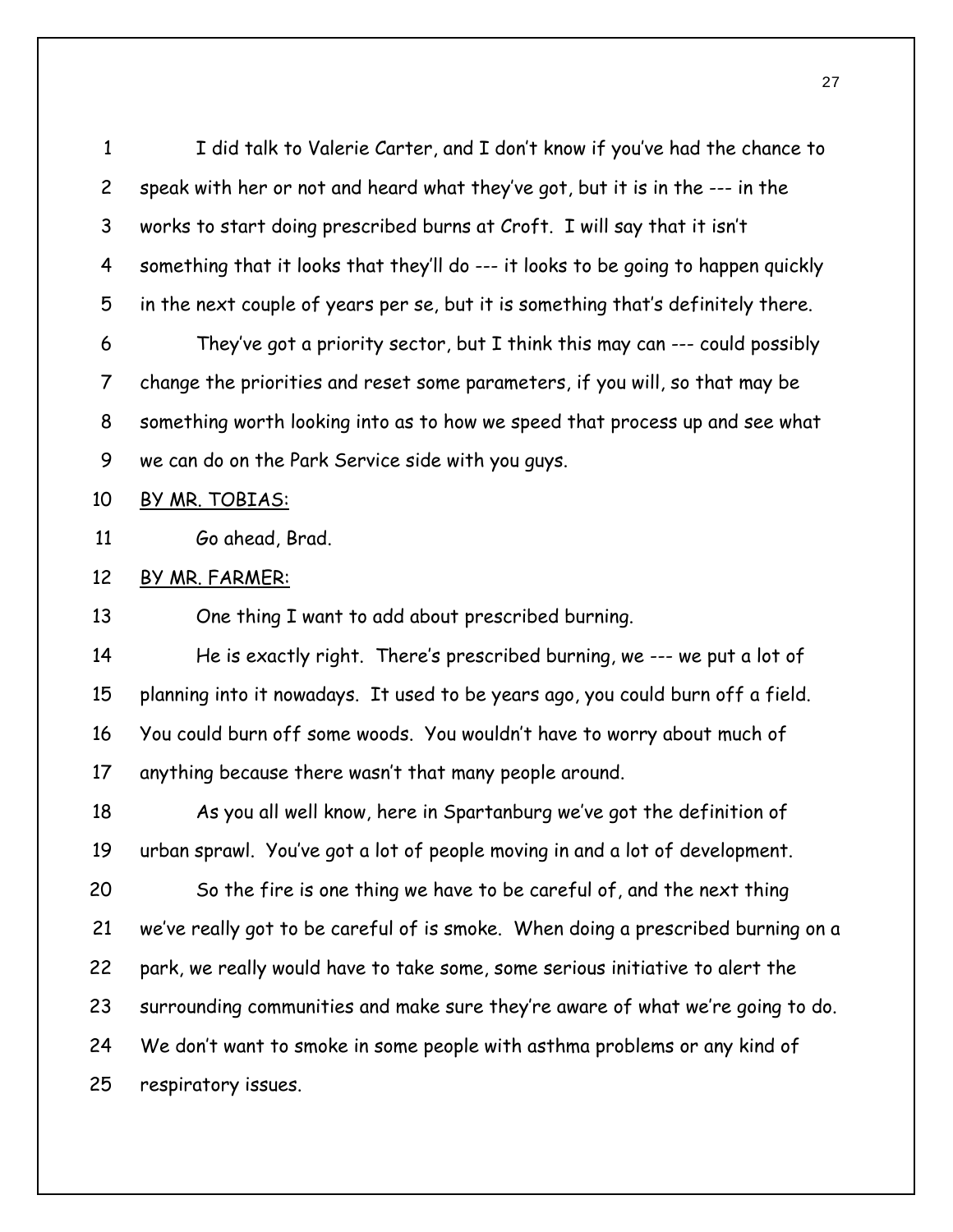I did talk to Valerie Carter, and I don't know if you've had the chance to speak with her or not and heard what they've got, but it is in the --- in the works to start doing prescribed burns at Croft. I will say that it isn't something that it looks that they'll do --- it looks to be going to happen quickly in the next couple of years per se, but it is something that's definitely there.

They've got a priority sector, but I think this may can --- could possibly change the priorities and reset some parameters, if you will, so that may be something worth looking into as to how we speed that process up and see what we can do on the Park Service side with you guys.

<u>BY MR. TOBIAS:</u>

Go ahead, Brad.

<u>BY MR. FARMER:</u>

One thing I want to add about prescribed burning.

He is exactly right. There's prescribed burning, we --- we put a lot of planning into it nowadays. It used to be years ago, you could burn off a field. You could burn off some woods. You wouldn't have to worry about much of anything because there wasn't that many people around.

As you all well know, here in Spartanburg we've got the definition of urban sprawl. You've got a lot of people moving in and a lot of development.

So the fire is one thing we have to be careful of, and the next thing we've really got to be careful of is smoke. When doing a prescribed burning on a park, we really would have to take some, some serious initiative to alert the surrounding communities and make sure they're aware of what we're going to do. We don't want to smoke in some people with asthma problems or any kind of respiratory issues.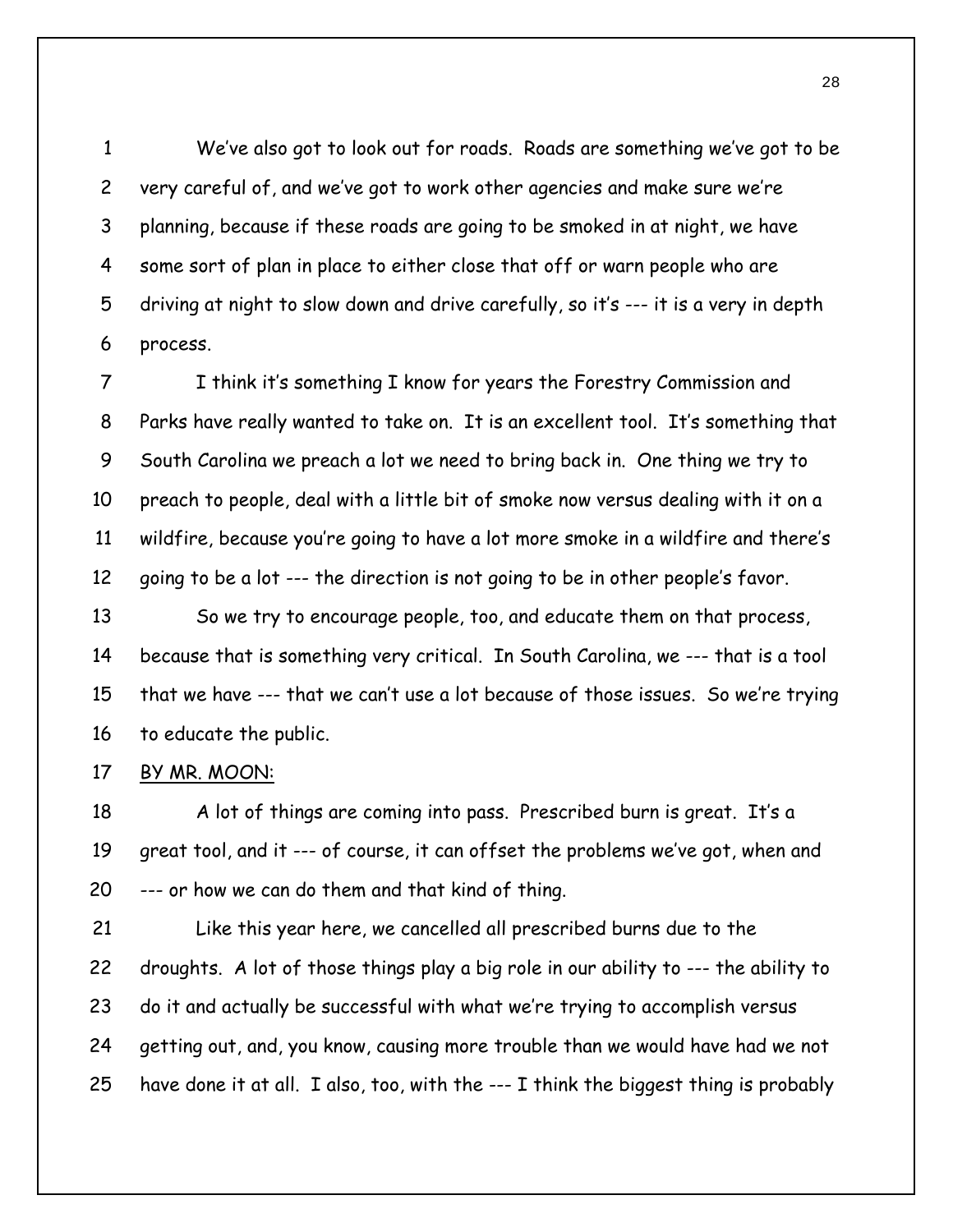We've also got to look out for roads. Roads are something we've got to be very careful of, and we've got to work other agencies and make sure we're planning, because if these roads are going to be smoked in at night, we have some sort of plan in place to either close that off or warn people who are driving at night to slow down and drive carefully, so it's --- it is a very in depth process.

I think it's something I know for years the Forestry Commission and Parks have really wanted to take on. It is an excellent tool. It's something that South Carolina we preach a lot we need to bring back in. One thing we try to preach to people, deal with a little bit of smoke now versus dealing with it on a wildfire, because you're going to have a lot more smoke in a wildfire and there's going to be a lot --- the direction is not going to be in other people's favor.

So we try to encourage people, too, and educate them on that process, because that is something very critical. In South Carolina, we --- that is a tool that we have --- that we can't use a lot because of those issues. So we're trying to educate the public.

BY MR. MOON:

A lot of things are coming into pass. Prescribed burn is great. It's a great tool, and it --- of course, it can offset the problems we've got, when and --- or how we can do them and that kind of thing.

Like this year here, we cancelled all prescribed burns due to the droughts. A lot of those things play a big role in our ability to --- the ability to do it and actually be successful with what we're trying to accomplish versus getting out, and, you know, causing more trouble than we would have had we not have done it at all. I also, too, with the --- I think the biggest thing is probably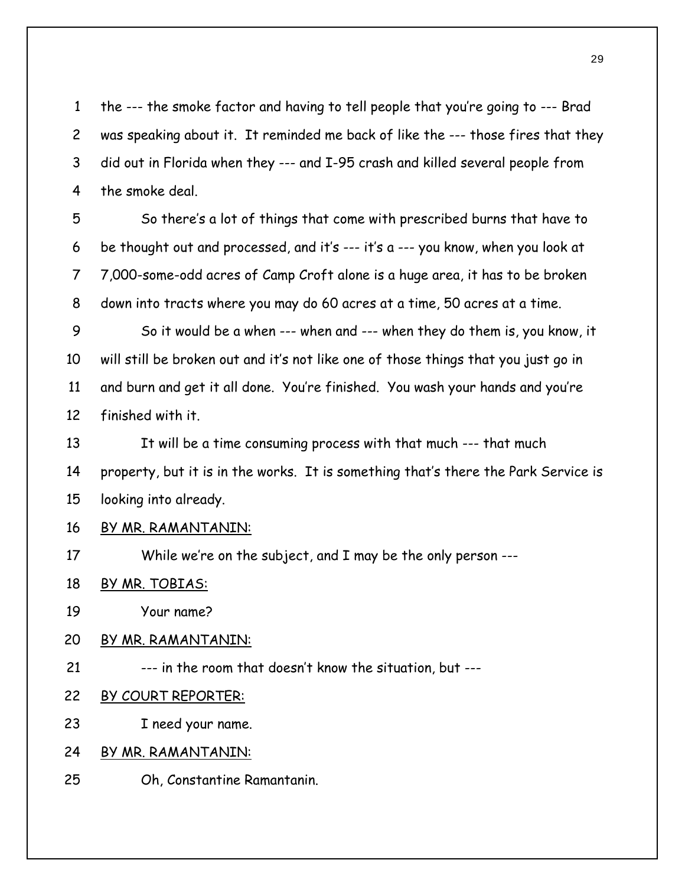the --- the smoke factor and having to tell people that you're going to --- Brad was speaking about it. It reminded me back of like the --- those fires that they did out in Florida when they --- and I-95 crash and killed several people from the smoke deal.

So there's a lot of things that come with prescribed burns that have to be thought out and processed, and it's --- it's a --- you know, when you look at 7,000-some-odd acres of Camp Croft alone is a huge area, it has to be broken down into tracts where you may do 60 acres at a time, 50 acres at a time.

So it would be a when --- when and --- when they do them is, you know, it will still be broken out and it's not like one of those things that you just go in and burn and get it all done. You're finished. You wash your hands and you're finished with it.

It will be a time consuming process with that much --- that much property, but it is in the works. It is something that's there the Park Service is looking into already.

BY MR. RAMANTANIN:

While we're on the subject, and I may be the only person ---

BY MR. TOBIAS:

Your name?

BY MR. RAMANTANIN:

--- in the room that doesn't know the situation, but ---

BY COURT REPORTER:

I need your name.

BY MR. RAMANTANIN:

Oh, Constantine Ramantanin.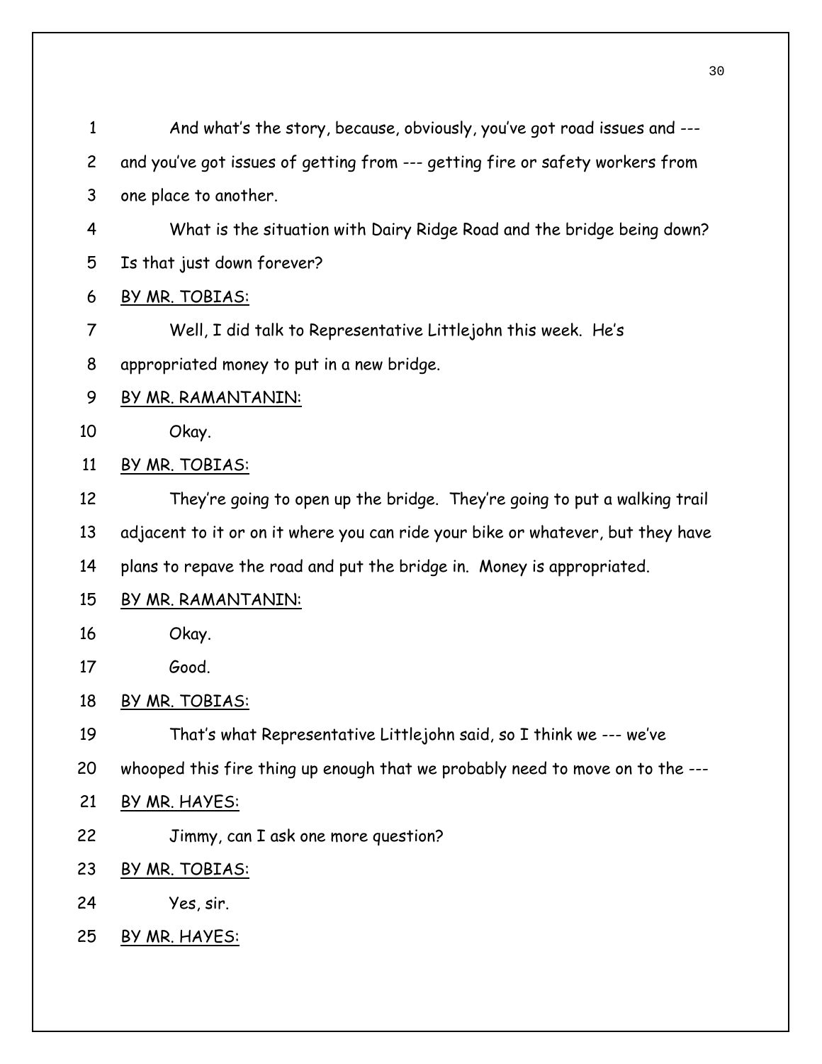1 And what's the story, because, obviously, you've got road issues and --- 2 and you've got issues of getting from --- getting fire or safety workers from 3 one place to another.

4 What is the situation with Dairy Ridge Road and the bridge being down? 5 Is that just down forever?

6 BY MR. TOBIAS:

7 Well, I did talk to Representative Littlejohn this week. He's 8 appropriated money to put in a new bridge.

9 BY MR. RAMANTANIN:

10 Okay.

11 BY MR. TOBIAS:

12 They're going to open up the bridge. They're going to put a walking trail 13 adjacent to it or on it where you can ride your bike or whatever, but they have 14 plans to repave the road and put the bridge in. Money is appropriated.

15 BY MR. RAMANTANIN:

16 Okay.

17 Good.

18 BY MR. TOBIAS:

19 That's what Representative Littlejohn said, so I think we --- we've 20 whooped this fire thing up enough that we probably need to move on to the ---

21 BY MR. HAYES:

22 Jimmy, can I ask one more question?

23 BY MR. TOBIAS:

24 Yes, sir.

25 BY MR. HAYES: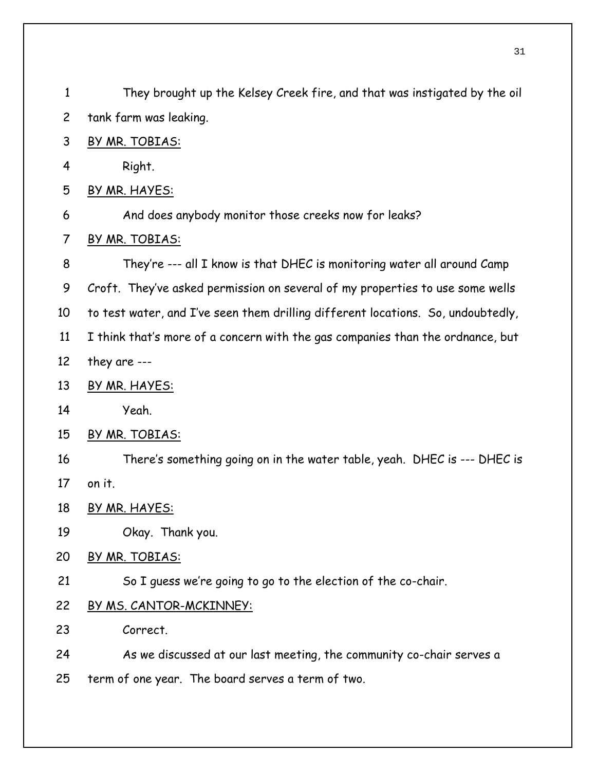They brought up the Kelsey Creek fire, and that was instigated by the oil tank farm was leaking.

BY MR. TOBIAS:

Right.

BY MR. HAYES:

And does anybody monitor those creeks now for leaks?

BY MR. TOBIAS:

They're --- all I know is that DHEC is monitoring water all around Camp Croft. They've asked permission on several of my properties to use some wells to test water, and I've seen them drilling different locations. So, undoubtedly, I think that's more of a concern with the gas companies than the ordnance, but they are ---

BY MR. HAYES:

Yeah.

BY MR. TOBIAS:

There's something going on in the water table, yeah. DHEC is --- DHEC is on it.

BY MR. HAYES:

Okay. Thank you.

BY MR. TOBIAS:

So I guess we're going to go to the election of the co-chair.

BY MS. CANTOR-MCKINNEY:

Correct.

As we discussed at our last meeting, the community co-chair serves a term of one year. The board serves a term of two.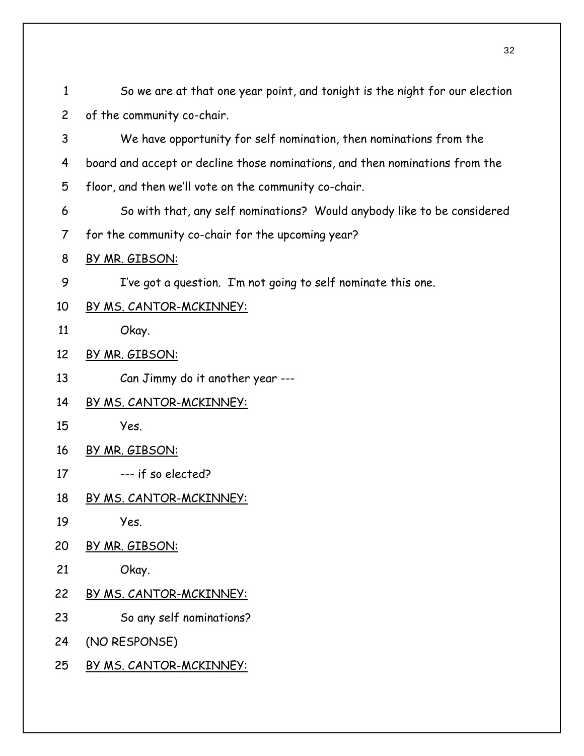So we are at that one year point, and tonight is the night for our election of the community co-chair.

We have opportunity for self nomination, then nominations from the board and accept or decline those nominations, and then nominations from the floor, and then we'll vote on the community co-chair.

So with that, any self nominations? Would anybody like to be considered for the community co-chair for the upcoming year?

BY MR. GIBSON:

I've got a question. I'm not going to self nominate this one.

BY MS. CANTOR-MCKINNEY:

Okay.

BY MR. GIBSON:

Can Jimmy do it another year ---

BY MS. CANTOR-MCKINNEY:

Yes.

BY MR. GIBSON:

--- if so elected?

BY MS. CANTOR-MCKINNEY:

Yes.

BY MR. GIBSON:

Okay.

BY MS. CANTOR-MCKINNEY:

So any self nominations?

(NO RESPONSE)

BY MS. CANTOR-MCKINNEY: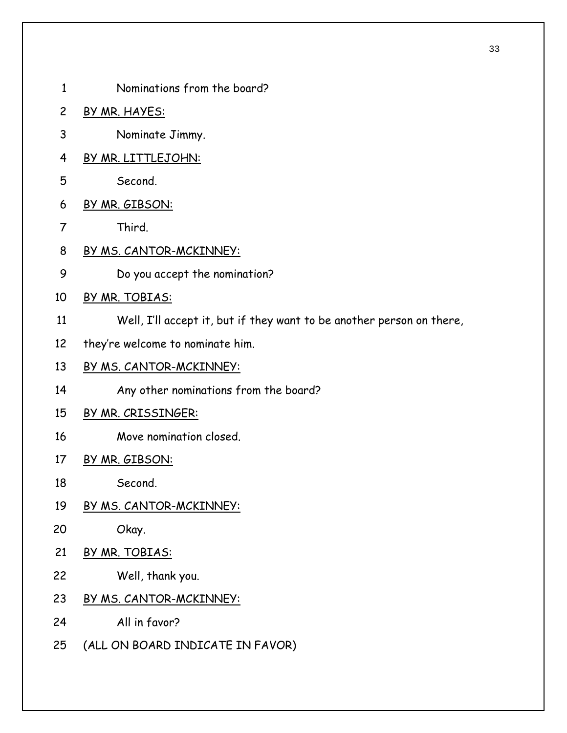Nominations from the board?

<u>BY MR. HAYES:</u>

Nominate Jimmy.

<u>BY MR. LITTLEJOHN:</u>

Second.

<u>BY MR. GIBSON:</u>

Third.

<u>BY MS. CANTOR-MCKINNEY:</u>

Do you accept the nomination?

<u>BY MR. TOBIAS:</u>

Well, I'll accept it, but if they want to be another person on there, they're welcome to nominate him.

<u>BY MS. CANTOR-MCKINNEY:</u>

Any other nominations from the board?

<u>BY MR. CRISSINGER:</u>

Move nomination closed.

<u>BY MR. GIBSON:</u>

Second.

<u>BY MS. CANTOR-MCKINNEY:</u>

Okay.

<u>BY MR. TOBIAS:</u>

Well, thank you.

<u>BY MS. CANTOR-MCKINNEY:</u>

All in favor?

(ALL ON BOARD INDICATE IN FAVOR)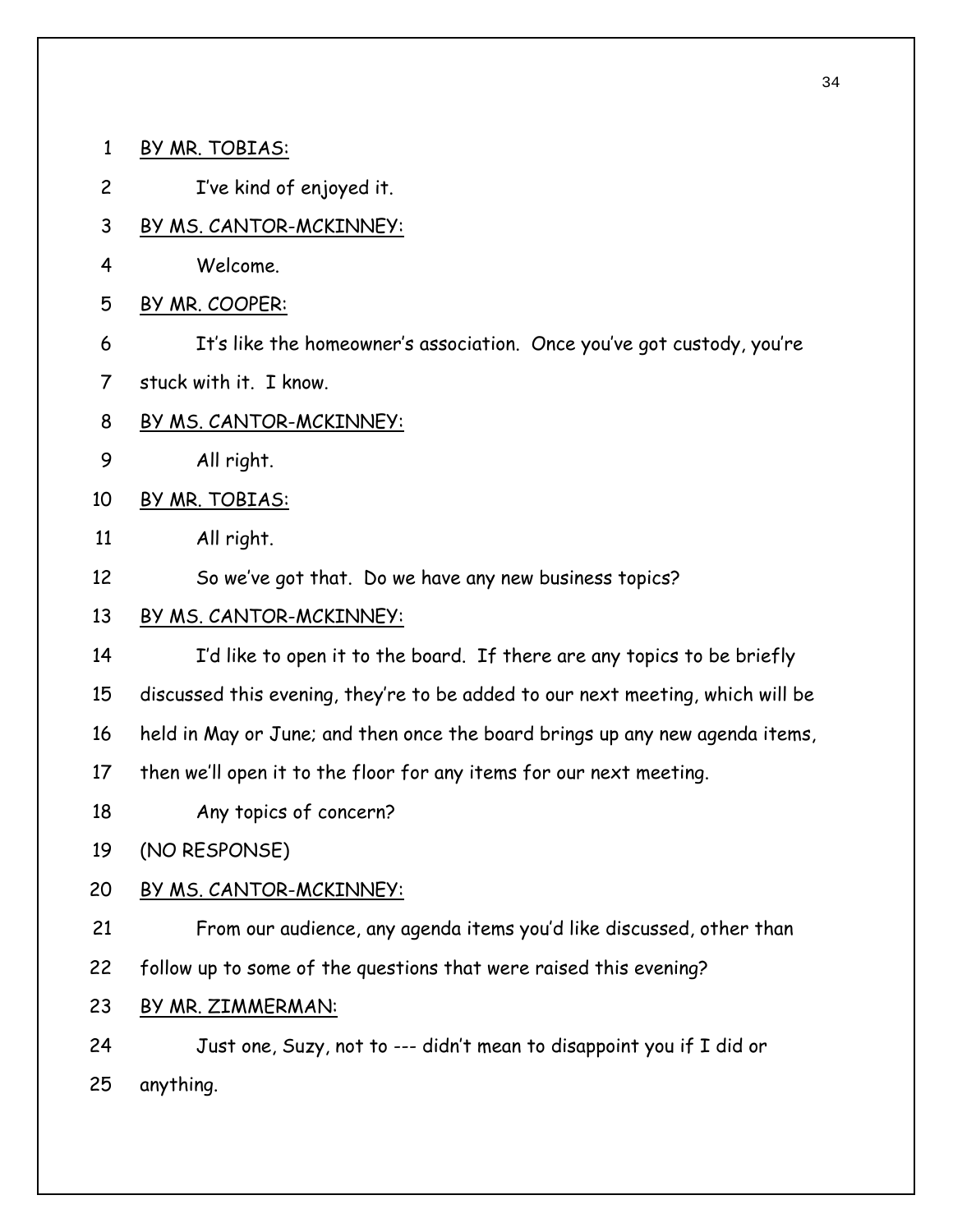BY MR. TOBIAS:

I've kind of enjoyed it.

BY MS. CANTOR-MCKINNEY:

Welcome.

BY MR. COOPER:

It's like the homeowner's association. Once you've got custody, you're stuck with it. I know.

BY MS. CANTOR-MCKINNEY:

All right.

BY MR. TOBIAS:

All right.

So we've got that. Do we have any new business topics?

BY MS. CANTOR-MCKINNEY:

I'd like to open it to the board. If there are any topics to be briefly discussed this evening, they're to be added to our next meeting, which will be held in May or June; and then once the board brings up any new agenda items, then we'll open it to the floor for any items for our next meeting.

Any topics of concern?

(NO RESPONSE)

BY MS. CANTOR-MCKINNEY:

From our audience, any agenda items you'd like discussed, other than follow up to some of the questions that were raised this evening?

BY MR. ZIMMERMAN:

Just one, Suzy, not to --- didn't mean to disappoint you if I did or anything.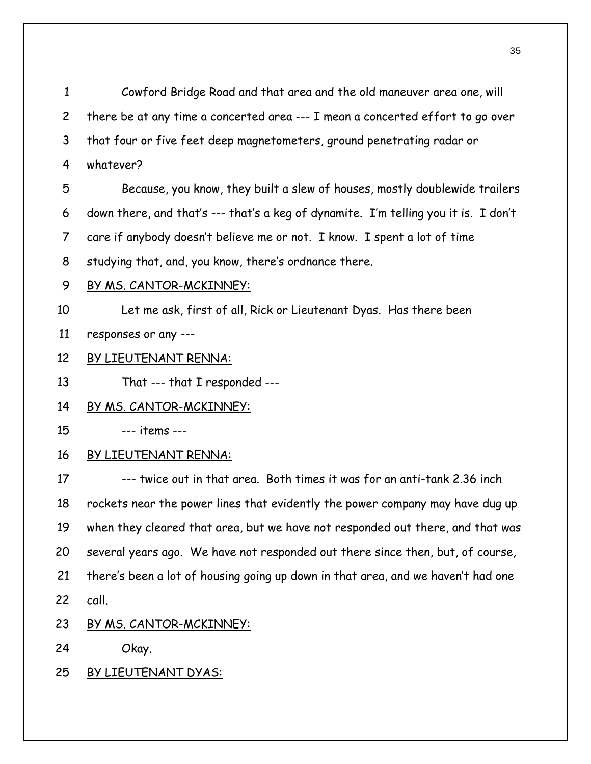1 Cowford Bridge Road and that area and the old maneuver area one, will
2 there be at any time a concerted area --- I mean a concerted effort to go over
3 that four or five feet deep magnetometers, ground penetrating radar or
4 whatever?

5 Because, you know, they built a slew of houses, mostly doublewide trailers
6 down there, and that's --- that's a keg of dynamite. I'm telling you it is. I don't
7 care if anybody doesn't believe me or not. I know. I spent a lot of time
8 studying that, and, you know, there's ordnance there.

9 BY MS. CANTOR-MCKINNEY:

10 Let me ask, first of all, Rick or Lieutenant Dyas. Has there been
11 responses or any ---

12 BY LIEUTENANT RENNA:

13 That --- that I responded ---

14 BY MS. CANTOR-MCKINNEY:

15 --- items ---

16 BY LIEUTENANT RENNA:

17 --- twice out in that area. Both times it was for an anti-tank 2.36 inch
18 rockets near the power lines that evidently the power company may have dug up
19 when they cleared that area, but we have not responded out there, and that was
20 several years ago. We have not responded out there since then, but, of course,
21 there's been a lot of housing going up down in that area, and we haven't had one
22 call.

23 BY MS. CANTOR-MCKINNEY:

24 Okay.

25 BY LIEUTENANT DYAS: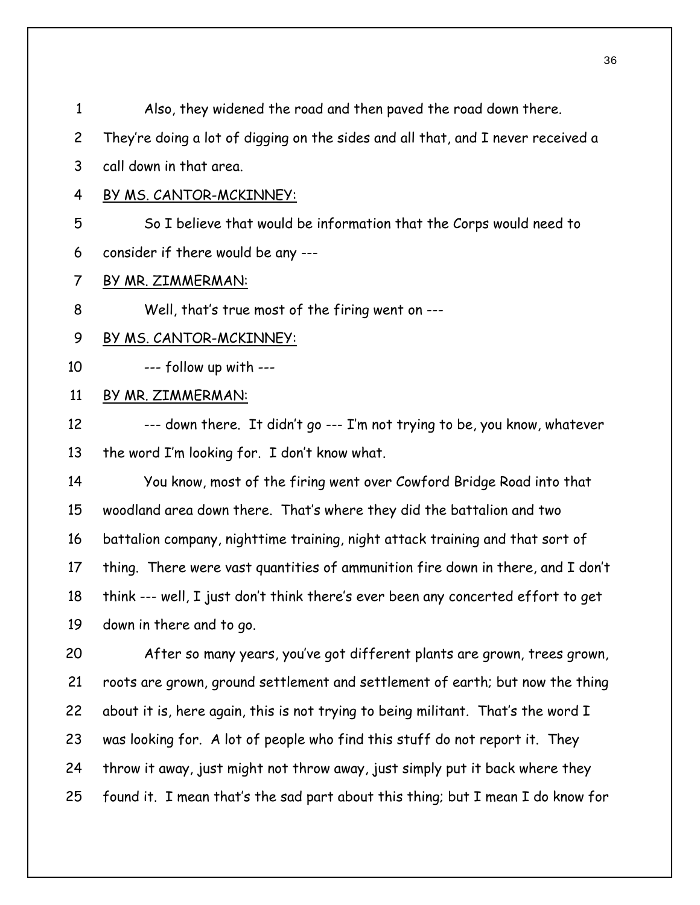Also, they widened the road and then paved the road down there. They're doing a lot of digging on the sides and all that, and I never received a call down in that area.

BY MS. CANTOR-MCKINNEY:

So I believe that would be information that the Corps would need to consider if there would be any ---

BY MR. ZIMMERMAN:

Well, that's true most of the firing went on ---

BY MS. CANTOR-MCKINNEY:

--- follow up with ---

BY MR. ZIMMERMAN:

--- down there. It didn't go --- I'm not trying to be, you know, whatever the word I'm looking for. I don't know what.

You know, most of the firing went over Cowford Bridge Road into that woodland area down there. That's where they did the battalion and two battalion company, nighttime training, night attack training and that sort of thing. There were vast quantities of ammunition fire down in there, and I don't think --- well, I just don't think there's ever been any concerted effort to get down in there and to go.

After so many years, you've got different plants are grown, trees grown, roots are grown, ground settlement and settlement of earth; but now the thing about it is, here again, this is not trying to being militant. That's the word I was looking for. A lot of people who find this stuff do not report it. They throw it away, just might not throw away, just simply put it back where they found it. I mean that's the sad part about this thing; but I mean I do know for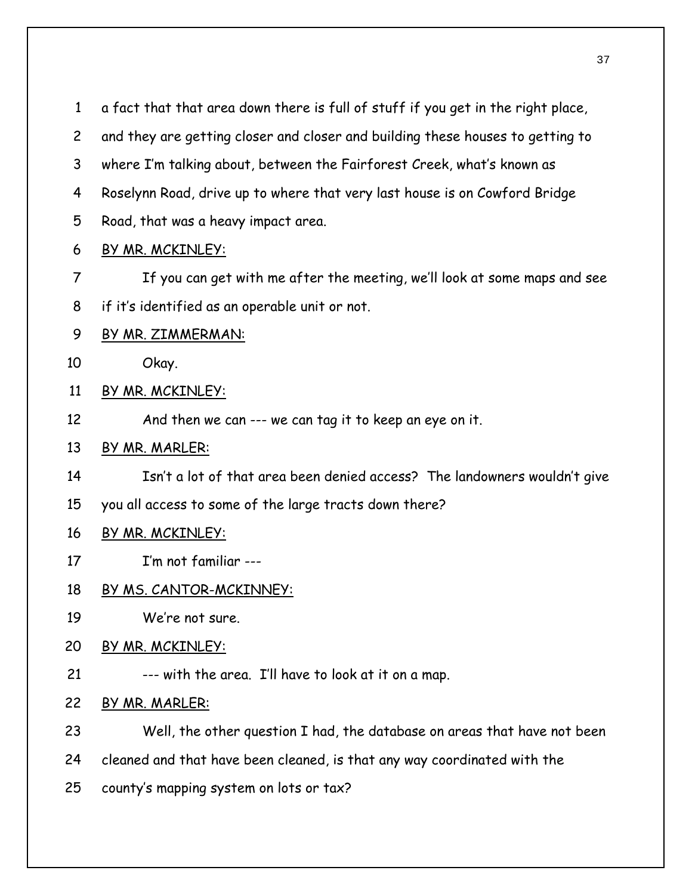a fact that that area down there is full of stuff if you get in the right place, and they are getting closer and closer and building these houses to getting to where I'm talking about, between the Fairforest Creek, what's known as Roselynn Road, drive up to where that very last house is on Cowford Bridge Road, that was a heavy impact area.

BY MR. MCKINLEY:

If you can get with me after the meeting, we'll look at some maps and see if it's identified as an operable unit or not.

BY MR. ZIMMERMAN:

Okay.

BY MR. MCKINLEY:

And then we can --- we can tag it to keep an eye on it.

BY MR. MARLER:

Isn't a lot of that area been denied access? The landowners wouldn't give you all access to some of the large tracts down there?

BY MR. MCKINLEY:

I'm not familiar ---

BY MS. CANTOR-MCKINNEY:

We're not sure.

BY MR. MCKINLEY:

--- with the area. I'll have to look at it on a map.

BY MR. MARLER:

Well, the other question I had, the database on areas that have not been cleaned and that have been cleaned, is that any way coordinated with the county's mapping system on lots or tax?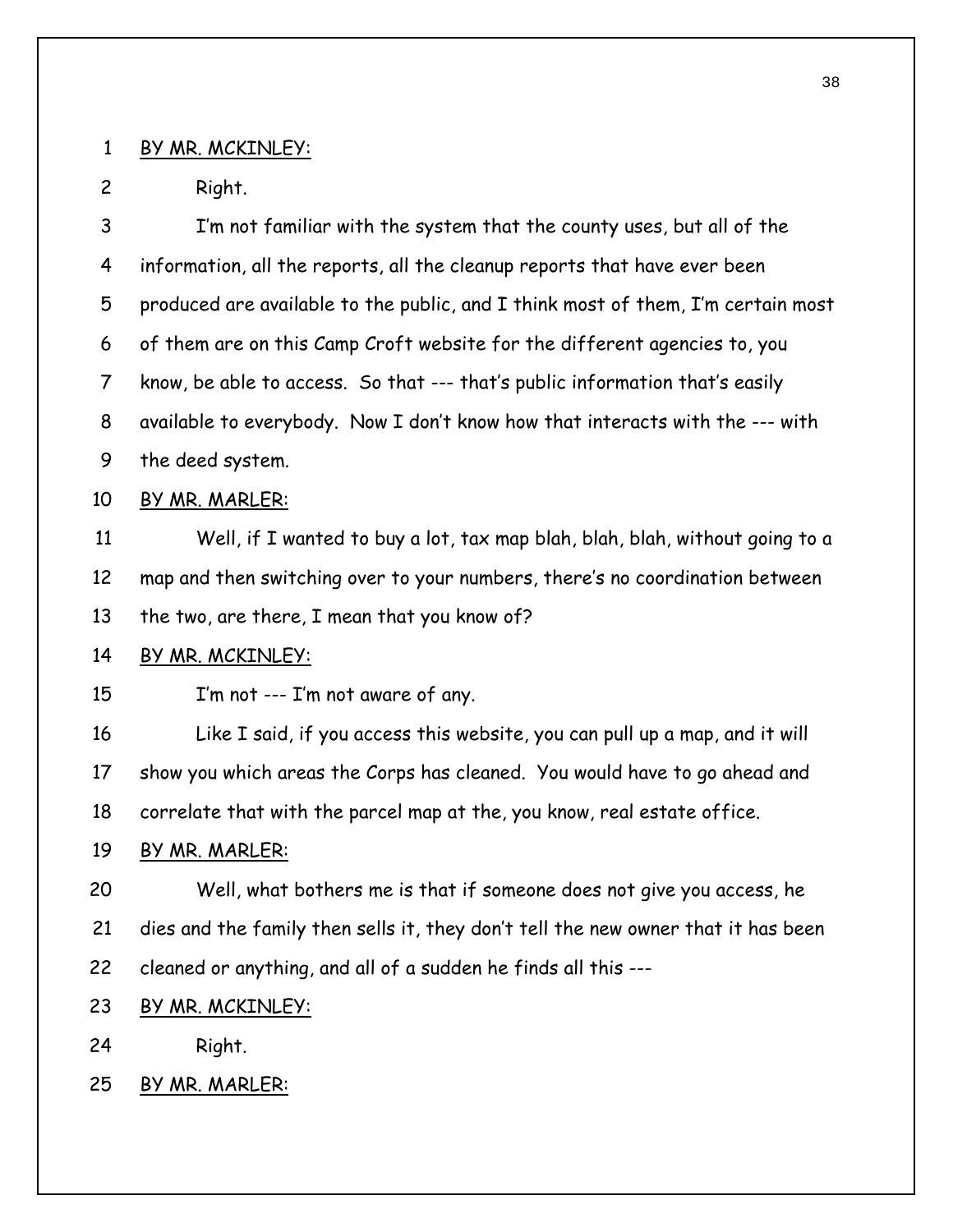BY MR. MCKINLEY:

Right.

I'm not familiar with the system that the county uses, but all of the information, all the reports, all the cleanup reports that have ever been produced are available to the public, and I think most of them, I'm certain most of them are on this Camp Croft website for the different agencies to, you know, be able to access. So that --- that's public information that's easily available to everybody. Now I don't know how that interacts with the --- with the deed system.

BY MR. MARLER:

Well, if I wanted to buy a lot, tax map blah, blah, blah, without going to a map and then switching over to your numbers, there's no coordination between the two, are there, I mean that you know of?

BY MR. MCKINLEY:

I'm not --- I'm not aware of any.

Like I said, if you access this website, you can pull up a map, and it will show you which areas the Corps has cleaned. You would have to go ahead and correlate that with the parcel map at the, you know, real estate office.

BY MR. MARLER:

Well, what bothers me is that if someone does not give you access, he dies and the family then sells it, they don't tell the new owner that it has been cleaned or anything, and all of a sudden he finds all this ---

BY MR. MCKINLEY:

Right.

BY MR. MARLER: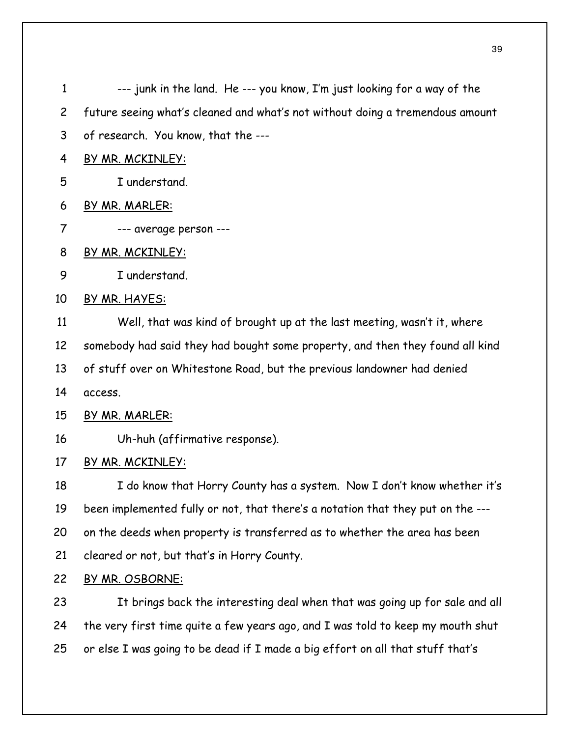--- junk in the land. He --- you know, I'm just looking for a way of the future seeing what's cleaned and what's not without doing a tremendous amount of research. You know, that the ---

BY MR. MCKINLEY:

I understand.

BY MR. MARLER:

--- average person ---

BY MR. MCKINLEY:

I understand.

BY MR. HAYES:

Well, that was kind of brought up at the last meeting, wasn't it, where somebody had said they had bought some property, and then they found all kind of stuff over on Whitestone Road, but the previous landowner had denied access.

BY MR. MARLER:

Uh-huh (affirmative response).

BY MR. MCKINLEY:

I do know that Horry County has a system. Now I don't know whether it's been implemented fully or not, that there's a notation that they put on the --- on the deeds when property is transferred as to whether the area has been cleared or not, but that's in Horry County.

BY MR. OSBORNE:

It brings back the interesting deal when that was going up for sale and all the very first time quite a few years ago, and I was told to keep my mouth shut or else I was going to be dead if I made a big effort on all that stuff that's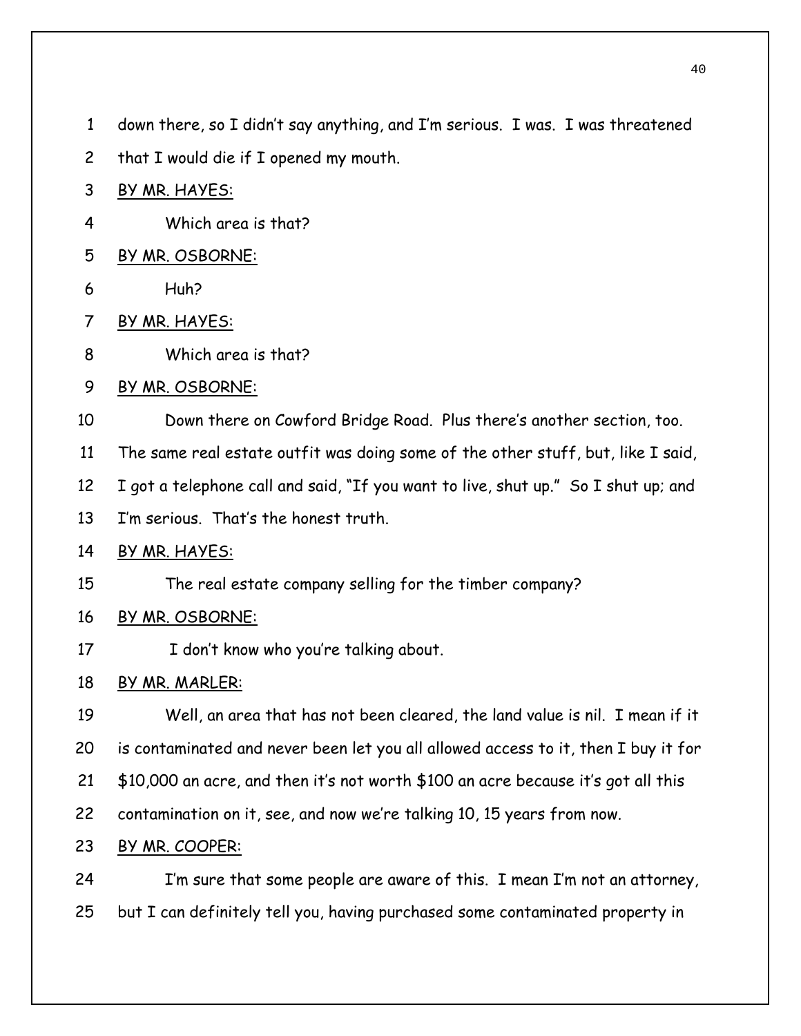down there, so I didn't say anything, and I'm serious. I was. I was threatened that I would die if I opened my mouth.

BY MR. HAYES:

Which area is that?

BY MR. OSBORNE:

Huh?

BY MR. HAYES:

Which area is that?

BY MR. OSBORNE:

Down there on Cowford Bridge Road. Plus there's another section, too. The same real estate outfit was doing some of the other stuff, but, like I said, I got a telephone call and said, "If you want to live, shut up." So I shut up; and I'm serious. That's the honest truth.

BY MR. HAYES:

The real estate company selling for the timber company?

BY MR. OSBORNE:

I don't know who you're talking about.

BY MR. MARLER:

Well, an area that has not been cleared, the land value is nil. I mean if it is contaminated and never been let you all allowed access to it, then I buy it for $10,000 an acre, and then it's not worth $100 an acre because it's got all this contamination on it, see, and now we're talking 10, 15 years from now.

BY MR. COOPER:

I'm sure that some people are aware of this. I mean I'm not an attorney, but I can definitely tell you, having purchased some contaminated property in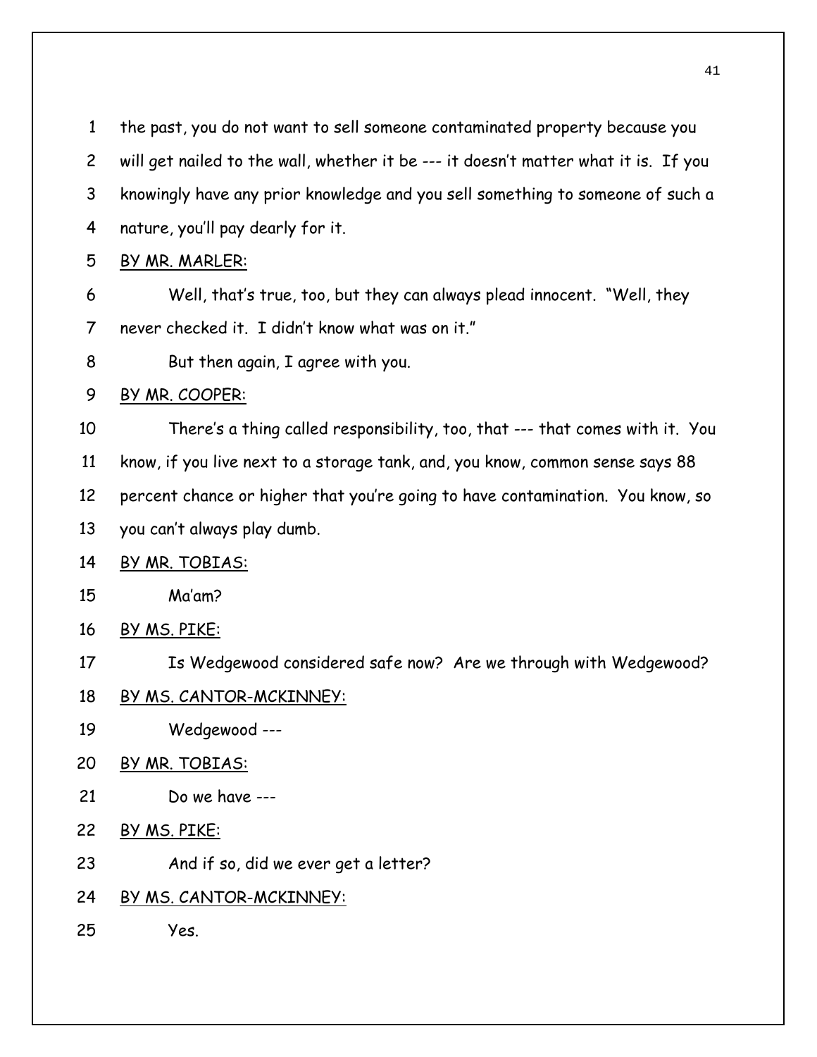the past, you do not want to sell someone contaminated property because you will get nailed to the wall, whether it be --- it doesn't matter what it is. If you knowingly have any prior knowledge and you sell something to someone of such a nature, you'll pay dearly for it.

BY MR. MARLER:

Well, that's true, too, but they can always plead innocent. "Well, they never checked it. I didn't know what was on it."

But then again, I agree with you.

BY MR. COOPER:

There's a thing called responsibility, too, that --- that comes with it. You know, if you live next to a storage tank, and, you know, common sense says 88 percent chance or higher that you're going to have contamination. You know, so you can't always play dumb.

BY MR. TOBIAS:

Ma'am?

BY MS. PIKE:

Is Wedgewood considered safe now? Are we through with Wedgewood?

BY MS. CANTOR-MCKINNEY:

Wedgewood ---

BY MR. TOBIAS:

Do we have ---

BY MS. PIKE:

And if so, did we ever get a letter?

BY MS. CANTOR-MCKINNEY:

Yes.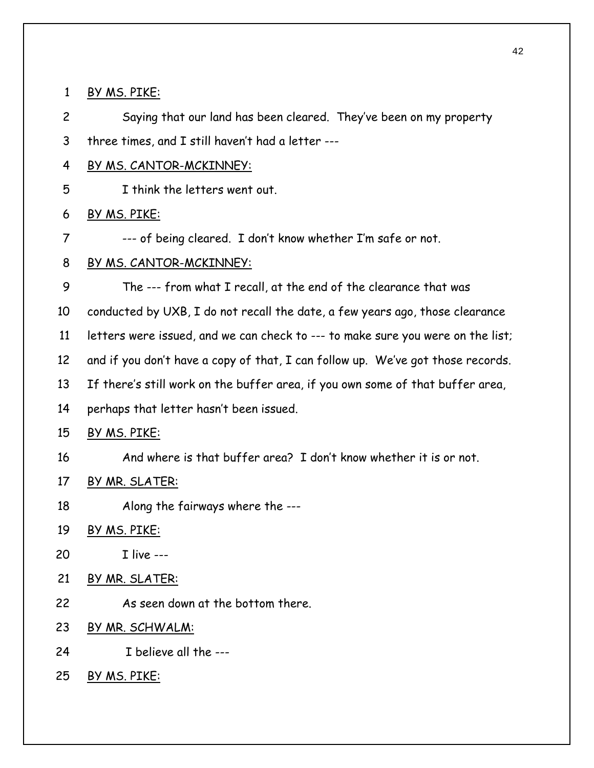BY MS. PIKE:

Saying that our land has been cleared. They've been on my property three times, and I still haven't had a letter ---

BY MS. CANTOR-MCKINNEY:

I think the letters went out.

BY MS. PIKE:

--- of being cleared. I don't know whether I'm safe or not.

BY MS. CANTOR-MCKINNEY:

The --- from what I recall, at the end of the clearance that was conducted by UXB, I do not recall the date, a few years ago, those clearance letters were issued, and we can check to --- to make sure you were on the list; and if you don't have a copy of that, I can follow up. We've got those records. If there's still work on the buffer area, if you own some of that buffer area, perhaps that letter hasn't been issued.

BY MS. PIKE:

And where is that buffer area? I don't know whether it is or not.

BY MR. SLATER:

Along the fairways where the ---

BY MS. PIKE:

I live ---

BY MR. SLATER:

As seen down at the bottom there.

BY MR. SCHWALM:

I believe all the ---

BY MS. PIKE: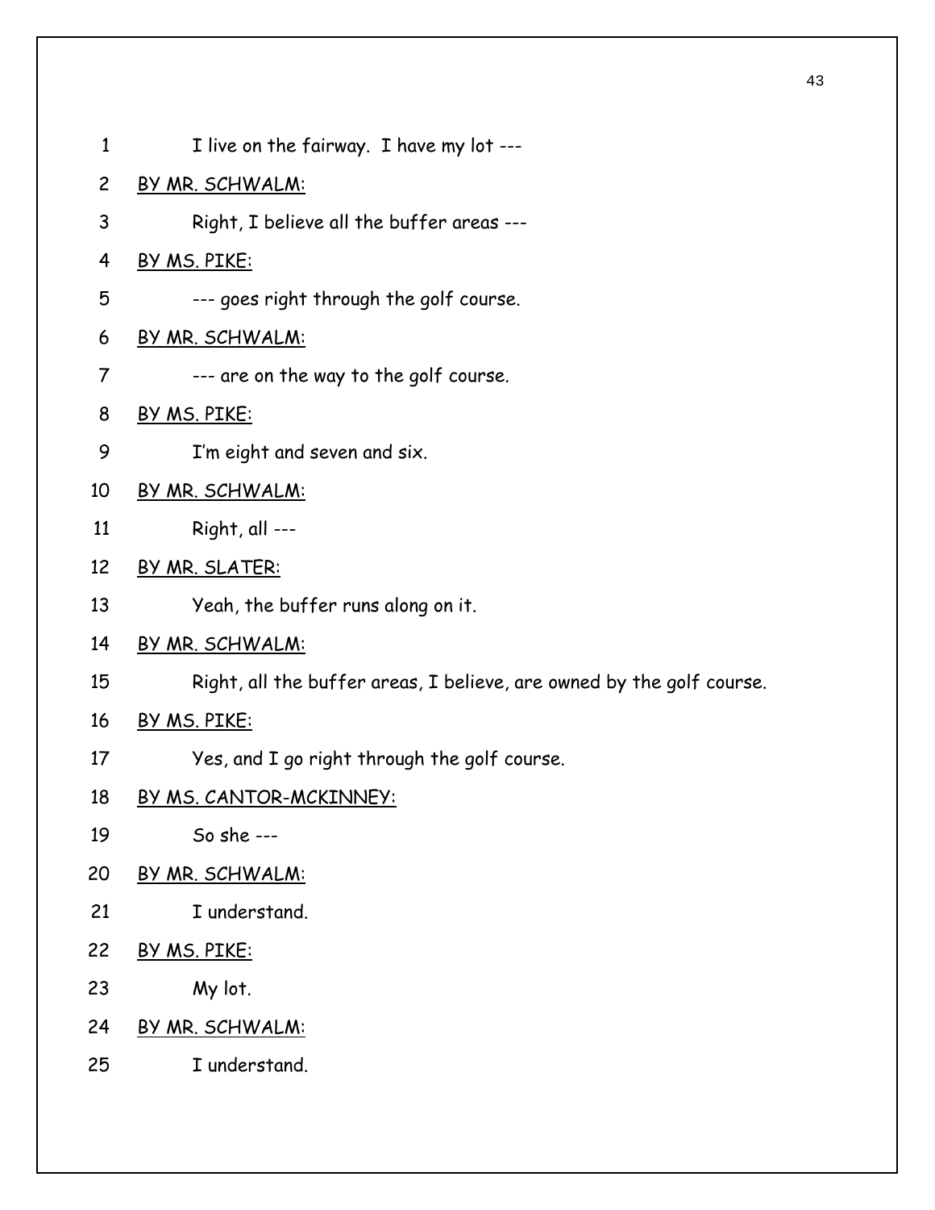I live on the fairway. I have my lot ---

BY MR. SCHWALM:

Right, I believe all the buffer areas ---

BY MS. PIKE:

--- goes right through the golf course.

BY MR. SCHWALM:

--- are on the way to the golf course.

BY MS. PIKE:

I'm eight and seven and six.

BY MR. SCHWALM:

Right, all ---

BY MR. SLATER:

Yeah, the buffer runs along on it.

BY MR. SCHWALM:

Right, all the buffer areas, I believe, are owned by the golf course.

BY MS. PIKE:

Yes, and I go right through the golf course.

BY MS. CANTOR-MCKINNEY:

So she ---

BY MR. SCHWALM:

I understand.

BY MS. PIKE:

My lot.

BY MR. SCHWALM:

I understand.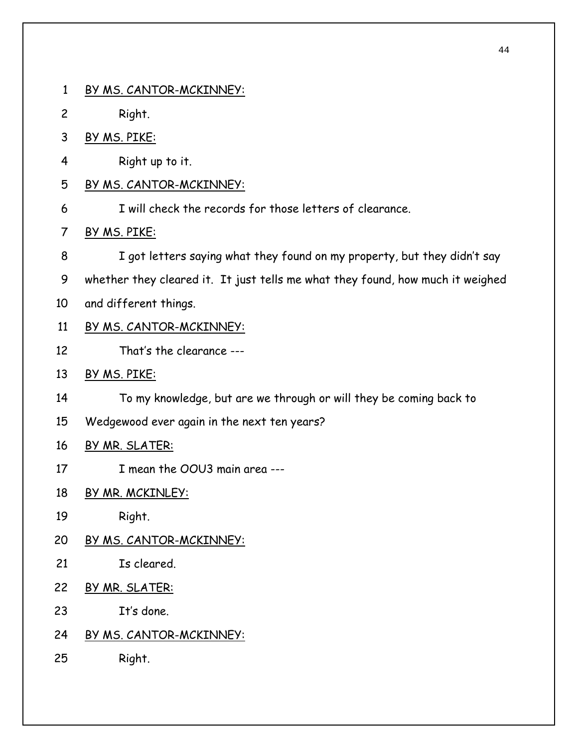BY MS. CANTOR-MCKINNEY:

Right.

BY MS. PIKE:

Right up to it.

BY MS. CANTOR-MCKINNEY:

I will check the records for those letters of clearance.

BY MS. PIKE:

I got letters saying what they found on my property, but they didn't say whether they cleared it. It just tells me what they found, how much it weighed and different things.

BY MS. CANTOR-MCKINNEY:

That's the clearance ---

BY MS. PIKE:

To my knowledge, but are we through or will they be coming back to Wedgewood ever again in the next ten years?

BY MR. SLATER:

I mean the OOU3 main area ---

BY MR. MCKINLEY:

Right.

BY MS. CANTOR-MCKINNEY:

Is cleared.

BY MR. SLATER:

It's done.

BY MS. CANTOR-MCKINNEY:

Right.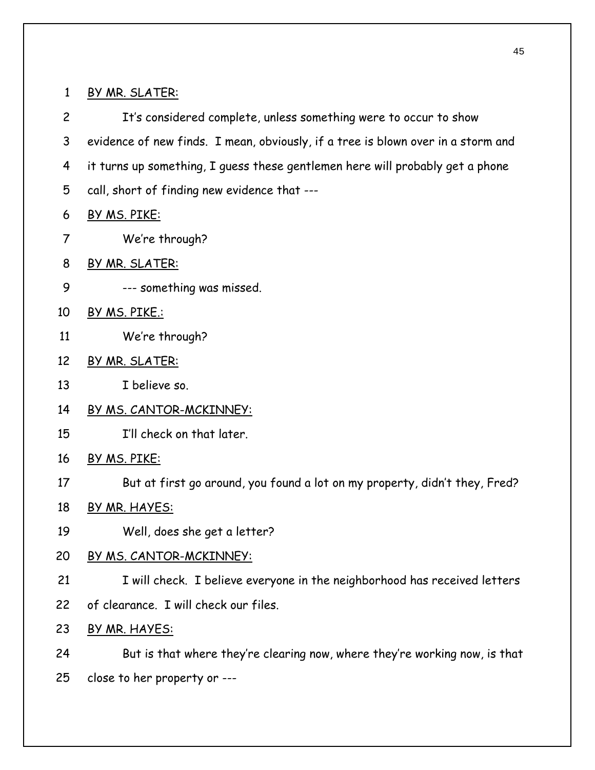BY MR. SLATER:

It's considered complete, unless something were to occur to show evidence of new finds. I mean, obviously, if a tree is blown over in a storm and it turns up something, I guess these gentlemen here will probably get a phone call, short of finding new evidence that ---

BY MS. PIKE:

We're through?

BY MR. SLATER:

--- something was missed.

BY MS. PIKE.:

We're through?

BY MR. SLATER:

I believe so.

BY MS. CANTOR-MCKINNEY:

I'll check on that later.

BY MS. PIKE:

But at first go around, you found a lot on my property, didn't they, Fred?

BY MR. HAYES:

Well, does she get a letter?

BY MS. CANTOR-MCKINNEY:

I will check. I believe everyone in the neighborhood has received letters of clearance. I will check our files.

BY MR. HAYES:

But is that where they're clearing now, where they're working now, is that close to her property or ---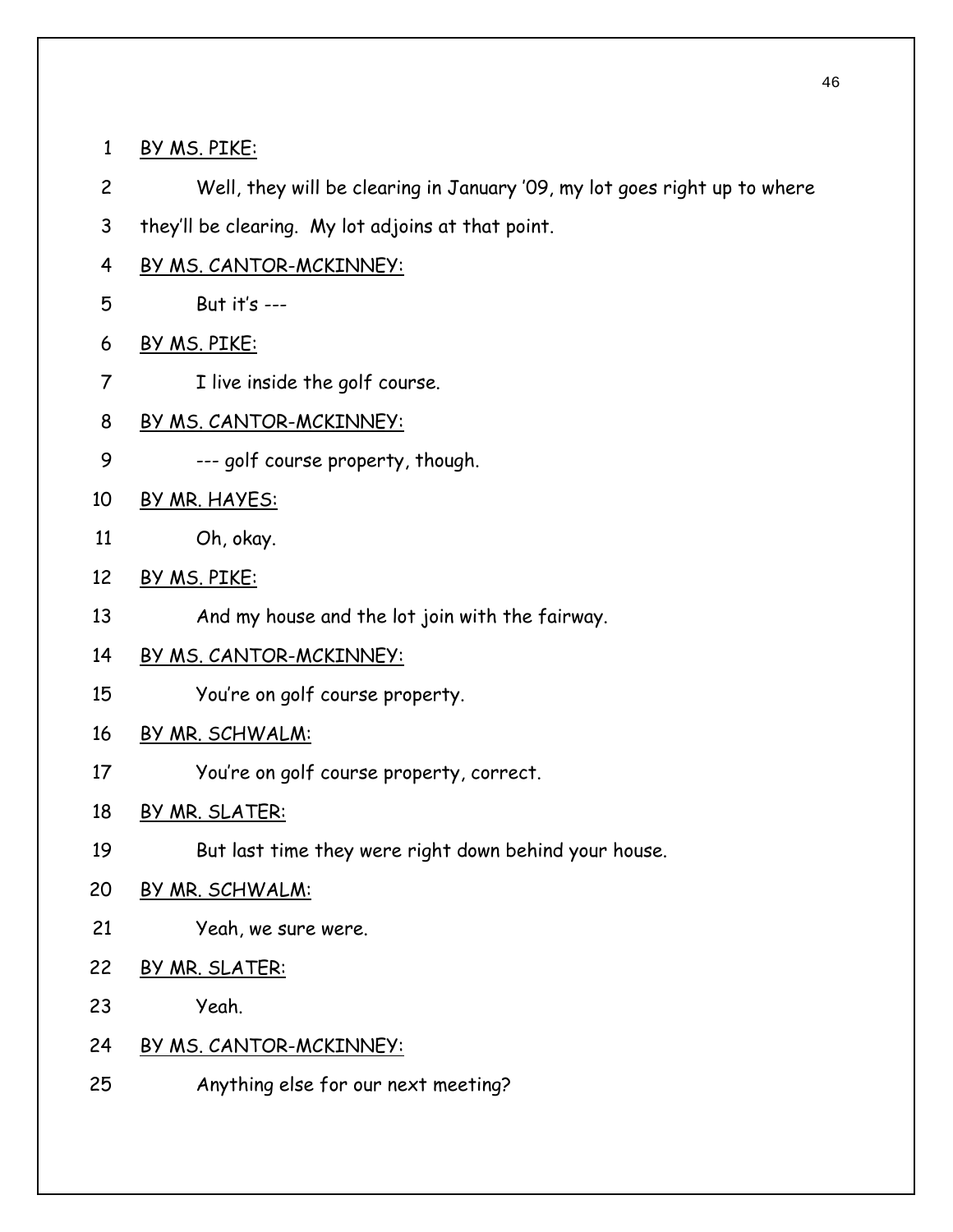BY MS. PIKE:

Well, they will be clearing in January '09, my lot goes right up to where they'll be clearing. My lot adjoins at that point.

BY MS. CANTOR-MCKINNEY:

But it's ---

BY MS. PIKE:

I live inside the golf course.

BY MS. CANTOR-MCKINNEY:

--- golf course property, though.

BY MR. HAYES:

Oh, okay.

BY MS. PIKE:

And my house and the lot join with the fairway.

BY MS. CANTOR-MCKINNEY:

You're on golf course property.

BY MR. SCHWALM:

You're on golf course property, correct.

BY MR. SLATER:

But last time they were right down behind your house.

BY MR. SCHWALM:

Yeah, we sure were.

BY MR. SLATER:

Yeah.

BY MS. CANTOR-MCKINNEY:

Anything else for our next meeting?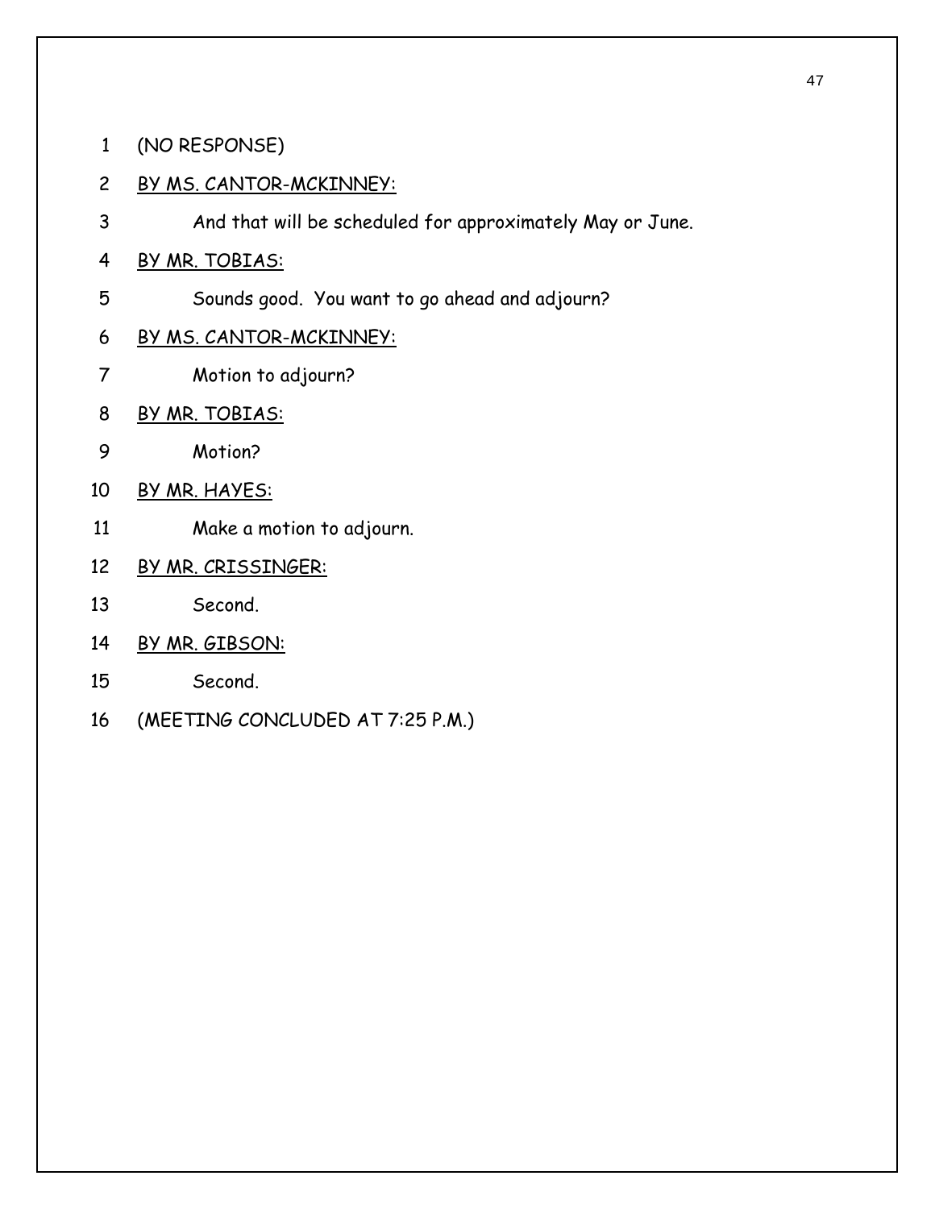1 (NO RESPONSE)

2 BY MS. CANTOR-MCKINNEY:

3 And that will be scheduled for approximately May or June.

4 BY MR. TOBIAS:

5 Sounds good. You want to go ahead and adjourn?

6 BY MS. CANTOR-MCKINNEY:

7 Motion to adjourn?

8 BY MR. TOBIAS:

9 Motion?

10 BY MR. HAYES:

11 Make a motion to adjourn.

12 BY MR. CRISSINGER:

13 Second.

14 BY MR. GIBSON:

15 Second.

16 (MEETING CONCLUDED AT 7:25 P.M.)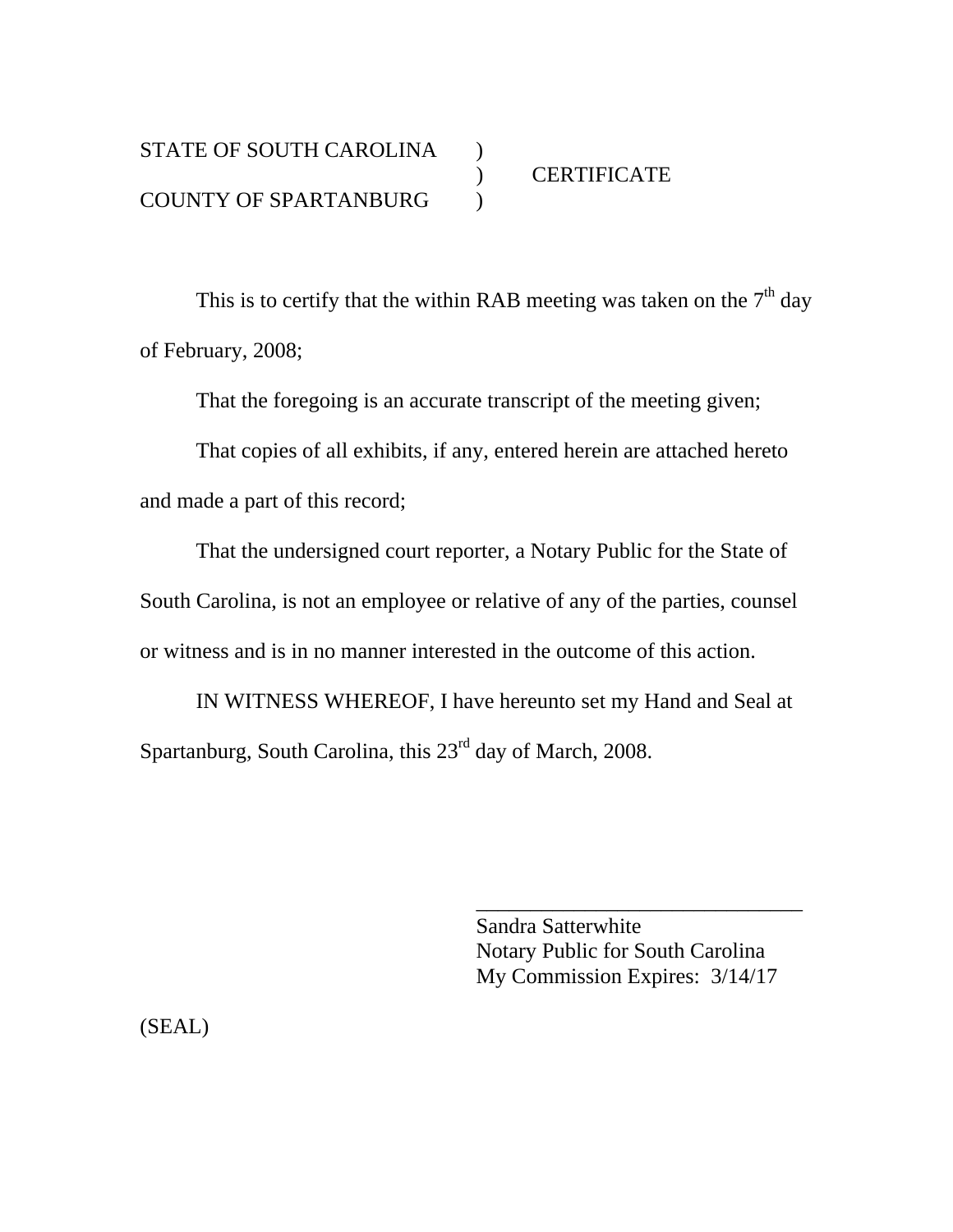STATE OF SOUTH CAROLINA )
) CERTIFICATE
COUNTY OF SPARTANBURG )

This is to certify that the within RAB meeting was taken on the 7th day of February, 2008;

That the foregoing is an accurate transcript of the meeting given;

That copies of all exhibits, if any, entered herein are attached hereto and made a part of this record;

That the undersigned court reporter, a Notary Public for the State of South Carolina, is not an employee or relative of any of the parties, counsel or witness and is in no manner interested in the outcome of this action.

IN WITNESS WHEREOF, I have hereunto set my Hand and Seal at Spartanburg, South Carolina, this 23rd day of March, 2008.

\_\_\_\_\_\_\_\_\_\_\_\_\_\_\_\_\_\_\_\_\_\_\_\_\_\_\_\_\_\_\_\_
Sandra Satterwhite
Notary Public for South Carolina
My Commission Expires: 3/14/17

(SEAL)